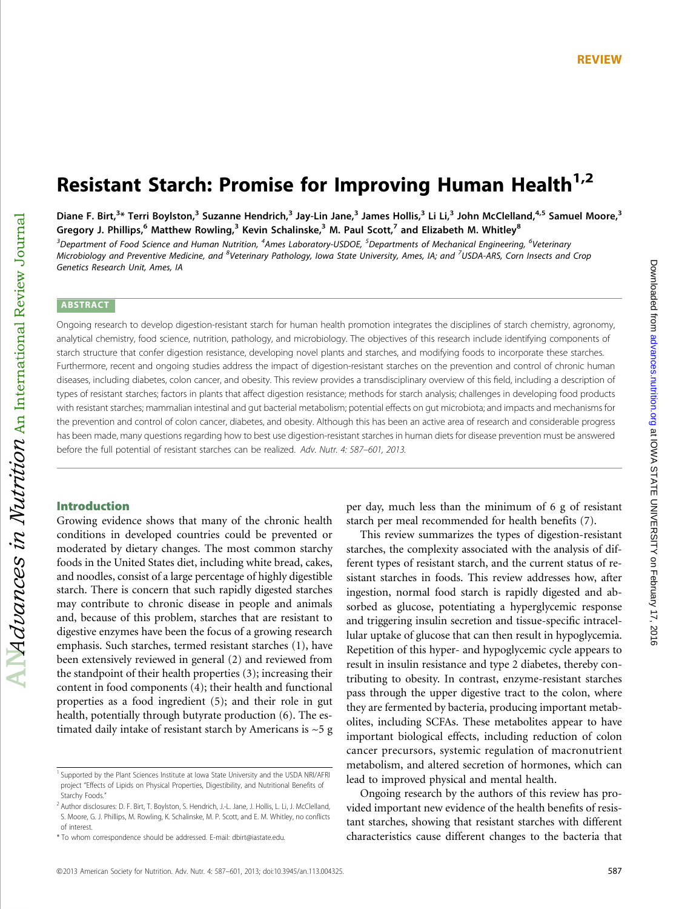REVIEW

# Resistant Starch: Promise for Improving Human Health[1,2]

Diane F. Birt,[3]* Terri Boylston,[3] Suzanne Hendrich,[3] Jay-Lin Jane,[3] James Hollis,[3] Li Li,[3] John McClelland,[4,5] Samuel Moore,[3] Gregory J. Phillips,[6] Matthew Rowling,[3] Kevin Schalinske,[3] M. Paul Scott,[7] and Elizabeth M. Whitley[8]

[3]Department of Food Science and Human Nutrition, [4]Ames Laboratory-USDOE, [5]Departments of Mechanical Engineering, [6]Veterinary Microbiology and Preventive Medicine, and [8]Veterinary Pathology, Iowa State University, Ames, IA; and [7]USDA-ARS, Corn Insects and Crop Genetics Research Unit, Ames, IA

## ABSTRACT

Ongoing research to develop digestion-resistant starch for human health promotion integrates the disciplines of starch chemistry, agronomy, analytical chemistry, food science, nutrition, pathology, and microbiology. The objectives of this research include identifying components of starch structure that confer digestion resistance, developing novel plants and starches, and modifying foods to incorporate these starches. Furthermore, recent and ongoing studies address the impact of digestion-resistant starches on the prevention and control of chronic human diseases, including diabetes, colon cancer, and obesity. This review provides a transdisciplinary overview of this field, including a description of types of resistant starches; factors in plants that affect digestion resistance; methods for starch analysis; challenges in developing food products with resistant starches; mammalian intestinal and gut bacterial metabolism; potential effects on gut microbiota; and impacts and mechanisms for the prevention and control of colon cancer, diabetes, and obesity. Although this has been an active area of research and considerable progress has been made, many questions regarding how to best use digestion-resistant starches in human diets for disease prevention must be answered before the full potential of resistant starches can be realized. *Adv. Nutr. 4: 587–601, 2013.*

## Introduction

Growing evidence shows that many of the chronic health conditions in developed countries could be prevented or moderated by dietary changes. The most common starchy foods in the United States diet, including white bread, cakes, and noodles, consist of a large percentage of highly digestible starch. There is concern that such rapidly digested starches may contribute to chronic disease in people and animals and, because of this problem, starches that are resistant to digestive enzymes have been the focus of a growing research emphasis. Such starches, termed resistant starches (1), have been extensively reviewed in general (2) and reviewed from the standpoint of their health properties (3); increasing their content in food components (4); their health and functional properties as a food ingredient (5); and their role in gut health, potentially through butyrate production (6). The estimated daily intake of resistant starch by Americans is ~5 g per day, much less than the minimum of 6 g of resistant starch per meal recommended for health benefits (7).

This review summarizes the types of digestion-resistant starches, the complexity associated with the analysis of different types of resistant starch, and the current status of resistant starches in foods. This review addresses how, after ingestion, normal food starch is rapidly digested and absorbed as glucose, potentiating a hyperglycemic response and triggering insulin secretion and tissue-specific intracellular uptake of glucose that can then result in hypoglycemia. Repetition of this hyper- and hypoglycemic cycle appears to result in insulin resistance and type 2 diabetes, thereby contributing to obesity. In contrast, enzyme-resistant starches pass through the upper digestive tract to the colon, where they are fermented by bacteria, producing important metabolites, including SCFAs. These metabolites appear to have important biological effects, including reduction of colon cancer precursors, systemic regulation of macronutrient metabolism, and altered secretion of hormones, which can lead to improved physical and mental health.

Ongoing research by the authors of this review has provided important new evidence of the health benefits of resistant starches, showing that resistant starches with different characteristics cause different changes to the bacteria that

---

[1] Supported by the Plant Sciences Institute at Iowa State University and the USDA NRI/AFRI project "Effects of Lipids on Physical Properties, Digestibility, and Nutritional Benefits of Starchy Foods."

[2] Author disclosures: D. F. Birt, T. Boylston, S. Hendrich, J.-L. Jane, J. Hollis, L. Li, J. McClelland, S. Moore, G. J. Phillips, M. Rowling, K. Schalinske, M. P. Scott, and E. M. Whitley, no conflicts of interest.

* To whom correspondence should be addressed. E-mail: dbirt@iastate.edu.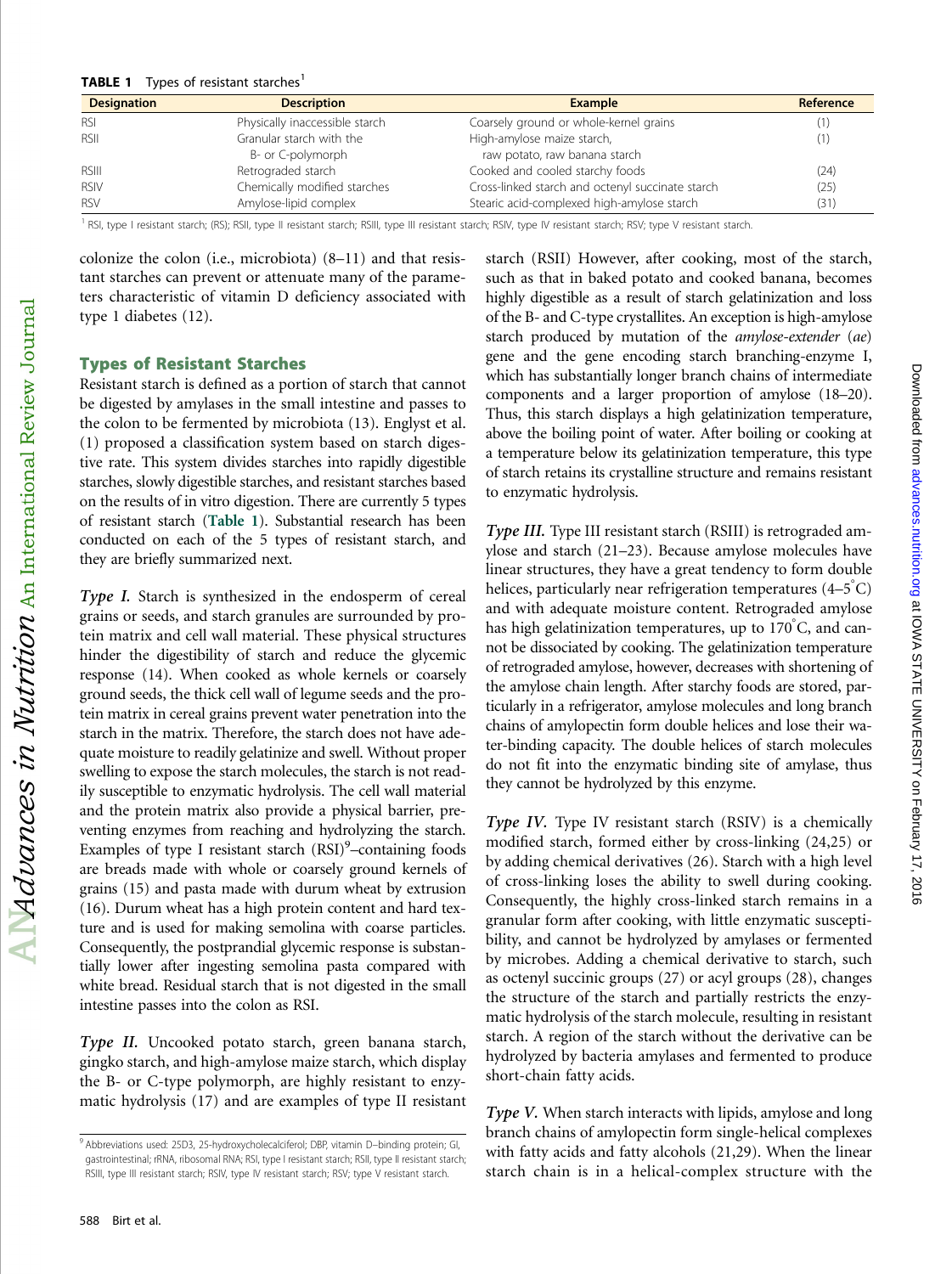**TABLE 1** Types of resistant starches[1]

| Designation | Description | Example | Reference |
|---|---|---|---|
| RSI | Physically inaccessible starch | Coarsely ground or whole-kernel grains | (1) |
| RSII | Granular starch with the B- or C-polymorph | High-amylose maize starch, raw potato, raw banana starch | (1) |
| RSIII | Retrograded starch | Cooked and cooled starchy foods | (24) |
| RSIV | Chemically modified starches | Cross-linked starch and octenyl succinate starch | (25) |
| RSV | Amylose-lipid complex | Stearic acid-complexed high-amylose starch | (31) |

[1] RSI, type I resistant starch; (RS); RSII, type II resistant starch; RSIII, type III resistant starch; RSIV, type IV resistant starch; RSV; type V resistant starch.

colonize the colon (i.e., microbiota) (8–11) and that resistant starches can prevent or attenuate many of the parameters characteristic of vitamin D deficiency associated with type 1 diabetes (12).

## Types of Resistant Starches

Resistant starch is defined as a portion of starch that cannot be digested by amylases in the small intestine and passes to the colon to be fermented by microbiota (13). Englyst et al. (1) proposed a classification system based on starch digestive rate. This system divides starches into rapidly digestible starches, slowly digestible starches, and resistant starches based on the results of in vitro digestion. There are currently 5 types of resistant starch (**Table 1**). Substantial research has been conducted on each of the 5 types of resistant starch, and they are briefly summarized next.

*Type I.* Starch is synthesized in the endosperm of cereal grains or seeds, and starch granules are surrounded by protein matrix and cell wall material. These physical structures hinder the digestibility of starch and reduce the glycemic response (14). When cooked as whole kernels or coarsely ground seeds, the thick cell wall of legume seeds and the protein matrix in cereal grains prevent water penetration into the starch in the matrix. Therefore, the starch does not have adequate moisture to readily gelatinize and swell. Without proper swelling to expose the starch molecules, the starch is not readily susceptible to enzymatic hydrolysis. The cell wall material and the protein matrix also provide a physical barrier, preventing enzymes from reaching and hydrolyzing the starch. Examples of type I resistant starch (RSI)[9]–containing foods are breads made with whole or coarsely ground kernels of grains (15) and pasta made with durum wheat by extrusion (16). Durum wheat has a high protein content and hard texture and is used for making semolina with coarse particles. Consequently, the postprandial glycemic response is substantially lower after ingesting semolina pasta compared with white bread. Residual starch that is not digested in the small intestine passes into the colon as RSI.

*Type II.* Uncooked potato starch, green banana starch, gingko starch, and high-amylose maize starch, which display the B- or C-type polymorph, are highly resistant to enzymatic hydrolysis (17) and are examples of type II resistant starch (RSII) However, after cooking, most of the starch, such as that in baked potato and cooked banana, becomes highly digestible as a result of starch gelatinization and loss of the B- and C-type crystallites. An exception is high-amylose starch produced by mutation of the *amylose-extender* (*ae*) gene and the gene encoding starch branching-enzyme I, which has substantially longer branch chains of intermediate components and a larger proportion of amylose (18–20). Thus, this starch displays a high gelatinization temperature, above the boiling point of water. After boiling or cooking at a temperature below its gelatinization temperature, this type of starch retains its crystalline structure and remains resistant to enzymatic hydrolysis.

*Type III.* Type III resistant starch (RSIII) is retrograded amylose and starch (21–23). Because amylose molecules have linear structures, they have a great tendency to form double helices, particularly near refrigeration temperatures (4–5°C) and with adequate moisture content. Retrograded amylose has high gelatinization temperatures, up to 170°C, and cannot be dissociated by cooking. The gelatinization temperature of retrograded amylose, however, decreases with shortening of the amylose chain length. After starchy foods are stored, particularly in a refrigerator, amylose molecules and long branch chains of amylopectin form double helices and lose their water-binding capacity. The double helices of starch molecules do not fit into the enzymatic binding site of amylase, thus they cannot be hydrolyzed by this enzyme.

*Type IV.* Type IV resistant starch (RSIV) is a chemically modified starch, formed either by cross-linking (24,25) or by adding chemical derivatives (26). Starch with a high level of cross-linking loses the ability to swell during cooking. Consequently, the highly cross-linked starch remains in a granular form after cooking, with little enzymatic susceptibility, and cannot be hydrolyzed by amylases or fermented by microbes. Adding a chemical derivative to starch, such as octenyl succinic groups (27) or acyl groups (28), changes the structure of the starch and partially restricts the enzymatic hydrolysis of the starch molecule, resulting in resistant starch. A region of the starch without the derivative can be hydrolyzed by bacteria amylases and fermented to produce short-chain fatty acids.

*Type V.* When starch interacts with lipids, amylose and long branch chains of amylopectin form single-helical complexes with fatty acids and fatty alcohols (21,29). When the linear starch chain is in a helical-complex structure with the

[9] Abbreviations used: 25D3, 25-hydroxycholecalciferol; DBP, vitamin D–binding protein; GI, gastrointestinal; rRNA, ribosomal RNA; RSI, type I resistant starch; RSII, type II resistant starch; RSIII, type III resistant starch; RSIV, type IV resistant starch; RSV; type V resistant starch.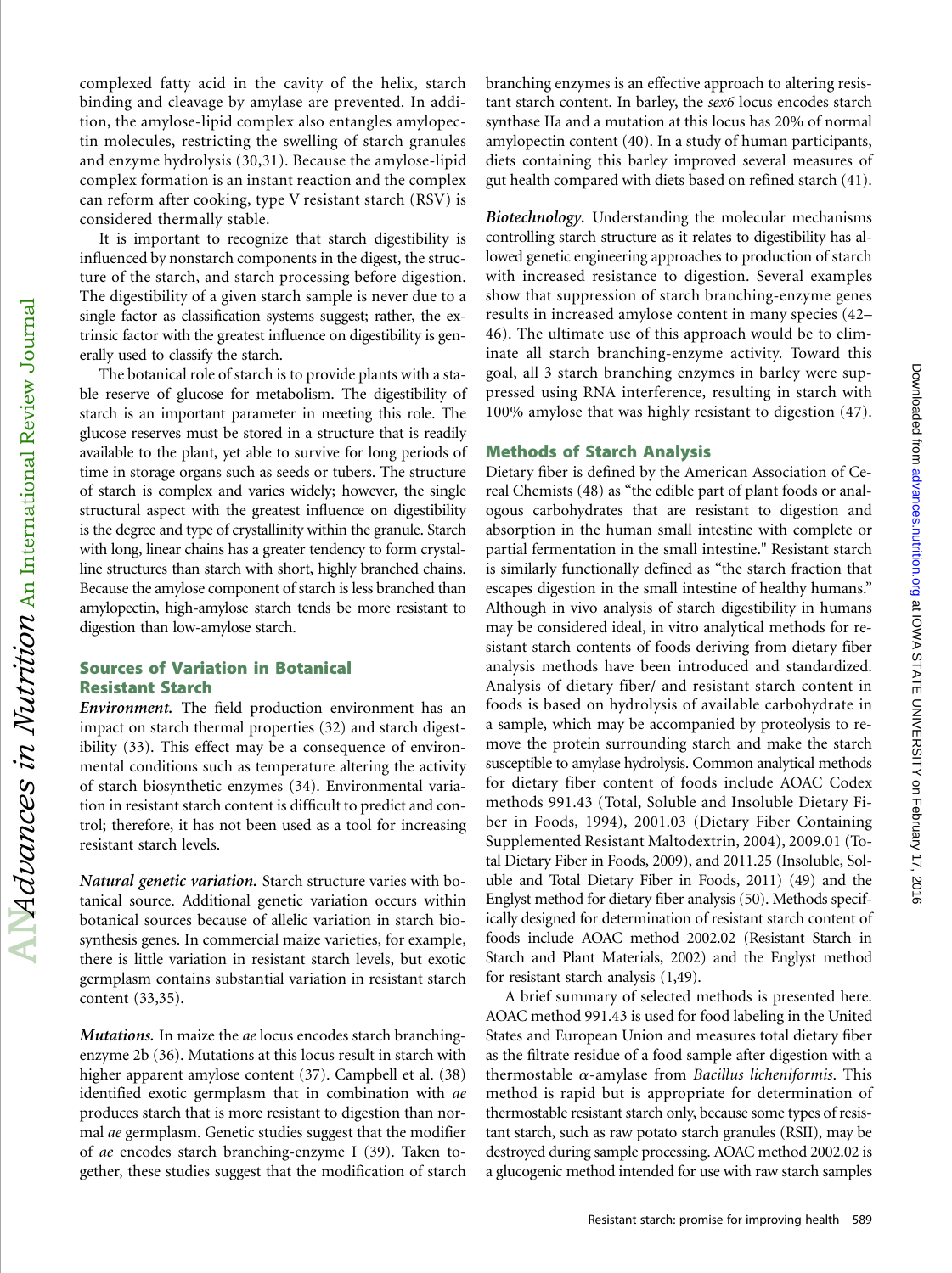complexed fatty acid in the cavity of the helix, starch binding and cleavage by amylase are prevented. In addition, the amylose-lipid complex also entangles amylopectin molecules, restricting the swelling of starch granules and enzyme hydrolysis (30,31). Because the amylose-lipid complex formation is an instant reaction and the complex can reform after cooking, type V resistant starch (RSV) is considered thermally stable.

It is important to recognize that starch digestibility is influenced by nonstarch components in the digest, the structure of the starch, and starch processing before digestion. The digestibility of a given starch sample is never due to a single factor as classification systems suggest; rather, the extrinsic factor with the greatest influence on digestibility is generally used to classify the starch.

The botanical role of starch is to provide plants with a stable reserve of glucose for metabolism. The digestibility of starch is an important parameter in meeting this role. The glucose reserves must be stored in a structure that is readily available to the plant, yet able to survive for long periods of time in storage organs such as seeds or tubers. The structure of starch is complex and varies widely; however, the single structural aspect with the greatest influence on digestibility is the degree and type of crystallinity within the granule. Starch with long, linear chains has a greater tendency to form crystalline structures than starch with short, highly branched chains. Because the amylose component of starch is less branched than amylopectin, high-amylose starch tends be more resistant to digestion than low-amylose starch.

## Sources of Variation in Botanical Resistant Starch

***Environment.*** The field production environment has an impact on starch thermal properties (32) and starch digestibility (33). This effect may be a consequence of environmental conditions such as temperature altering the activity of starch biosynthetic enzymes (34). Environmental variation in resistant starch content is difficult to predict and control; therefore, it has not been used as a tool for increasing resistant starch levels.

***Natural genetic variation.*** Starch structure varies with botanical source. Additional genetic variation occurs within botanical sources because of allelic variation in starch biosynthesis genes. In commercial maize varieties, for example, there is little variation in resistant starch levels, but exotic germplasm contains substantial variation in resistant starch content (33,35).

***Mutations.*** In maize the *ae* locus encodes starch branching-enzyme 2b (36). Mutations at this locus result in starch with higher apparent amylose content (37). Campbell et al. (38) identified exotic germplasm that in combination with *ae* produces starch that is more resistant to digestion than normal *ae* germplasm. Genetic studies suggest that the modifier of *ae* encodes starch branching-enzyme I (39). Taken together, these studies suggest that the modification of starch branching enzymes is an effective approach to altering resistant starch content. In barley, the *sex6* locus encodes starch synthase IIa and a mutation at this locus has 20% of normal amylopectin content (40). In a study of human participants, diets containing this barley improved several measures of gut health compared with diets based on refined starch (41).

***Biotechnology.*** Understanding the molecular mechanisms controlling starch structure as it relates to digestibility has allowed genetic engineering approaches to production of starch with increased resistance to digestion. Several examples show that suppression of starch branching-enzyme genes results in increased amylose content in many species (42–46). The ultimate use of this approach would be to eliminate all starch branching-enzyme activity. Toward this goal, all 3 starch branching enzymes in barley were suppressed using RNA interference, resulting in starch with 100% amylose that was highly resistant to digestion (47).

## Methods of Starch Analysis

Dietary fiber is defined by the American Association of Cereal Chemists (48) as "the edible part of plant foods or analogous carbohydrates that are resistant to digestion and absorption in the human small intestine with complete or partial fermentation in the small intestine." Resistant starch is similarly functionally defined as "the starch fraction that escapes digestion in the small intestine of healthy humans." Although in vivo analysis of starch digestibility in humans may be considered ideal, in vitro analytical methods for resistant starch contents of foods deriving from dietary fiber analysis methods have been introduced and standardized. Analysis of dietary fiber/ and resistant starch content in foods is based on hydrolysis of available carbohydrate in a sample, which may be accompanied by proteolysis to remove the protein surrounding starch and make the starch susceptible to amylase hydrolysis. Common analytical methods for dietary fiber content of foods include AOAC Codex methods 991.43 (Total, Soluble and Insoluble Dietary Fiber in Foods, 1994), 2001.03 (Dietary Fiber Containing Supplemented Resistant Maltodextrin, 2004), 2009.01 (Total Dietary Fiber in Foods, 2009), and 2011.25 (Insoluble, Soluble and Total Dietary Fiber in Foods, 2011) (49) and the Englyst method for dietary fiber analysis (50). Methods specifically designed for determination of resistant starch content of foods include AOAC method 2002.02 (Resistant Starch in Starch and Plant Materials, 2002) and the Englyst method for resistant starch analysis (1,49).

A brief summary of selected methods is presented here. AOAC method 991.43 is used for food labeling in the United States and European Union and measures total dietary fiber as the filtrate residue of a food sample after digestion with a thermostable $\alpha$-amylase from *Bacillus licheniformis*. This method is rapid but is appropriate for determination of thermostable resistant starch only, because some types of resistant starch, such as raw potato starch granules (RSII), may be destroyed during sample processing. AOAC method 2002.02 is a glucogenic method intended for use with raw starch samples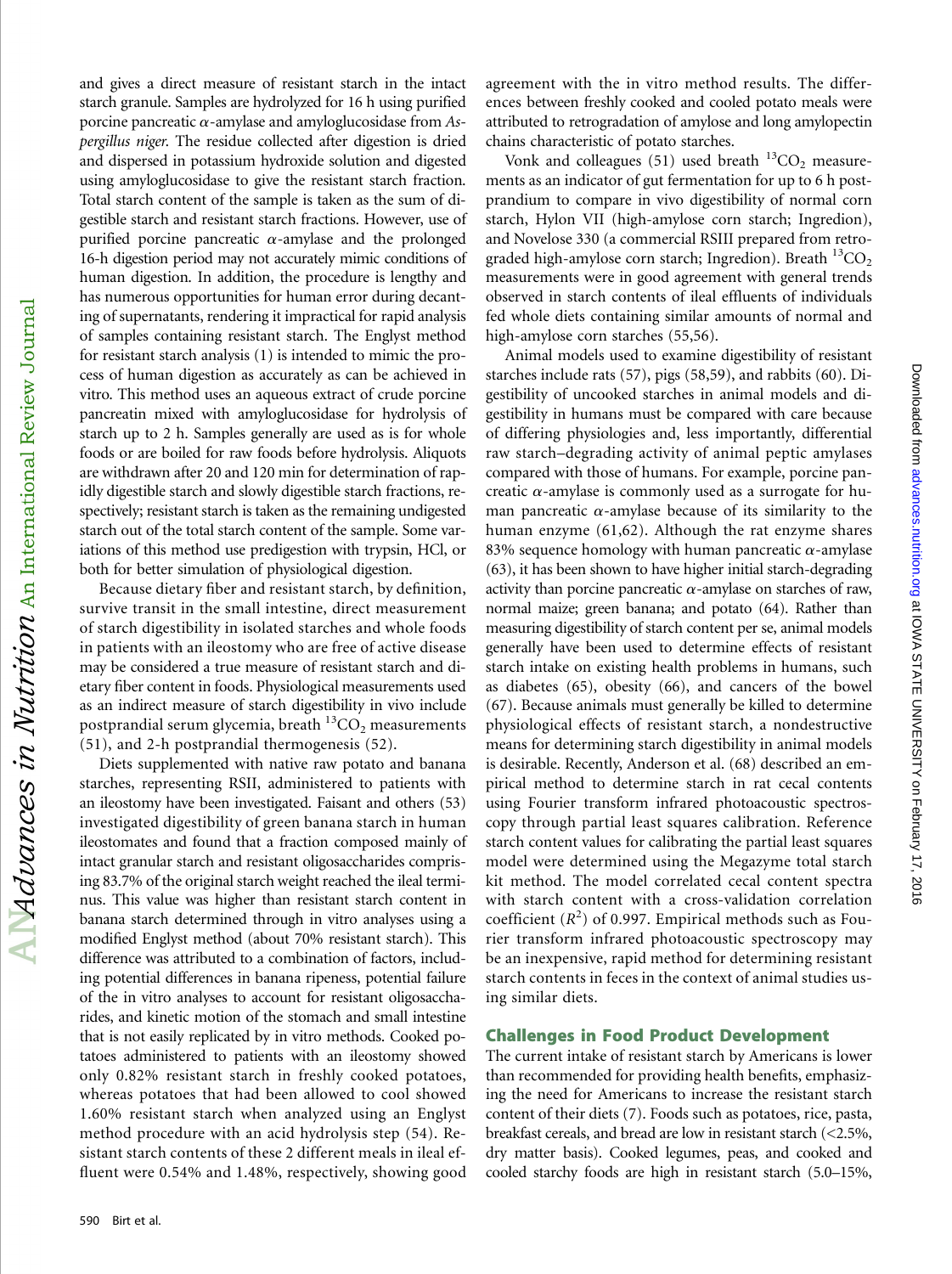and gives a direct measure of resistant starch in the intact starch granule. Samples are hydrolyzed for 16 h using purified porcine pancreatic α-amylase and amyloglucosidase from *Aspergillus niger*. The residue collected after digestion is dried and dispersed in potassium hydroxide solution and digested using amyloglucosidase to give the resistant starch fraction. Total starch content of the sample is taken as the sum of digestible starch and resistant starch fractions. However, use of purified porcine pancreatic α-amylase and the prolonged 16-h digestion period may not accurately mimic conditions of human digestion. In addition, the procedure is lengthy and has numerous opportunities for human error during decanting of supernatants, rendering it impractical for rapid analysis of samples containing resistant starch. The Englyst method for resistant starch analysis (1) is intended to mimic the process of human digestion as accurately as can be achieved in vitro. This method uses an aqueous extract of crude porcine pancreatin mixed with amyloglucosidase for hydrolysis of starch up to 2 h. Samples generally are used as is for whole foods or are boiled for raw foods before hydrolysis. Aliquots are withdrawn after 20 and 120 min for determination of rapidly digestible starch and slowly digestible starch fractions, respectively; resistant starch is taken as the remaining undigested starch out of the total starch content of the sample. Some variations of this method use predigestion with trypsin, HCl, or both for better simulation of physiological digestion.

Because dietary fiber and resistant starch, by definition, survive transit in the small intestine, direct measurement of starch digestibility in isolated starches and whole foods in patients with an ileostomy who are free of active disease may be considered a true measure of resistant starch and dietary fiber content in foods. Physiological measurements used as an indirect measure of starch digestibility in vivo include postprandial serum glycemia, breath $^{13}CO_2$ measurements (51), and 2-h postprandial thermogenesis (52).

Diets supplemented with native raw potato and banana starches, representing RSII, administered to patients with an ileostomy have been investigated. Faisant and others (53) investigated digestibility of green banana starch in human ileostomates and found that a fraction composed mainly of intact granular starch and resistant oligosaccharides comprising 83.7% of the original starch weight reached the ileal terminus. This value was higher than resistant starch content in banana starch determined through in vitro analyses using a modified Englyst method (about 70% resistant starch). This difference was attributed to a combination of factors, including potential differences in banana ripeness, potential failure of the in vitro analyses to account for resistant oligosaccharides, and kinetic motion of the stomach and small intestine that is not easily replicated by in vitro methods. Cooked potatoes administered to patients with an ileostomy showed only 0.82% resistant starch in freshly cooked potatoes, whereas potatoes that had been allowed to cool showed 1.60% resistant starch when analyzed using an Englyst method procedure with an acid hydrolysis step (54). Resistant starch contents of these 2 different meals in ileal effluent were 0.54% and 1.48%, respectively, showing good agreement with the in vitro method results. The differences between freshly cooked and cooled potato meals were attributed to retrogradation of amylose and long amylopectin chains characteristic of potato starches.

Vonk and colleagues (51) used breath $^{13}CO_2$ measurements as an indicator of gut fermentation for up to 6 h postprandium to compare in vivo digestibility of normal corn starch, Hylon VII (high-amylose corn starch; Ingredion), and Novelose 330 (a commercial RSIII prepared from retrograded high-amylose corn starch; Ingredion). Breath $^{13}CO_2$ measurements were in good agreement with general trends observed in starch contents of ileal effluents of individuals fed whole diets containing similar amounts of normal and high-amylose corn starches (55,56).

Animal models used to examine digestibility of resistant starches include rats (57), pigs (58,59), and rabbits (60). Digestibility of uncooked starches in animal models and digestibility in humans must be compared with care because of differing physiologies and, less importantly, differential raw starch–degrading activity of animal peptic amylases compared with those of humans. For example, porcine pancreatic α-amylase is commonly used as a surrogate for human pancreatic α-amylase because of its similarity to the human enzyme (61,62). Although the rat enzyme shares 83% sequence homology with human pancreatic α-amylase (63), it has been shown to have higher initial starch-degrading activity than porcine pancreatic α-amylase on starches of raw, normal maize; green banana; and potato (64). Rather than measuring digestibility of starch content per se, animal models generally have been used to determine effects of resistant starch intake on existing health problems in humans, such as diabetes (65), obesity (66), and cancers of the bowel (67). Because animals must generally be killed to determine physiological effects of resistant starch, a nondestructive means for determining starch digestibility in animal models is desirable. Recently, Anderson et al. (68) described an empirical method to determine starch in rat cecal contents using Fourier transform infrared photoacoustic spectroscopy through partial least squares calibration. Reference starch content values for calibrating the partial least squares model were determined using the Megazyme total starch kit method. The model correlated cecal content spectra with starch content with a cross-validation correlation coefficient ($R^2$) of 0.997. Empirical methods such as Fourier transform infrared photoacoustic spectroscopy may be an inexpensive, rapid method for determining resistant starch contents in feces in the context of animal studies using similar diets.

## Challenges in Food Product Development

The current intake of resistant starch by Americans is lower than recommended for providing health benefits, emphasizing the need for Americans to increase the resistant starch content of their diets (7). Foods such as potatoes, rice, pasta, breakfast cereals, and bread are low in resistant starch (<2.5%, dry matter basis). Cooked legumes, peas, and cooked and cooled starchy foods are high in resistant starch (5.0–15%,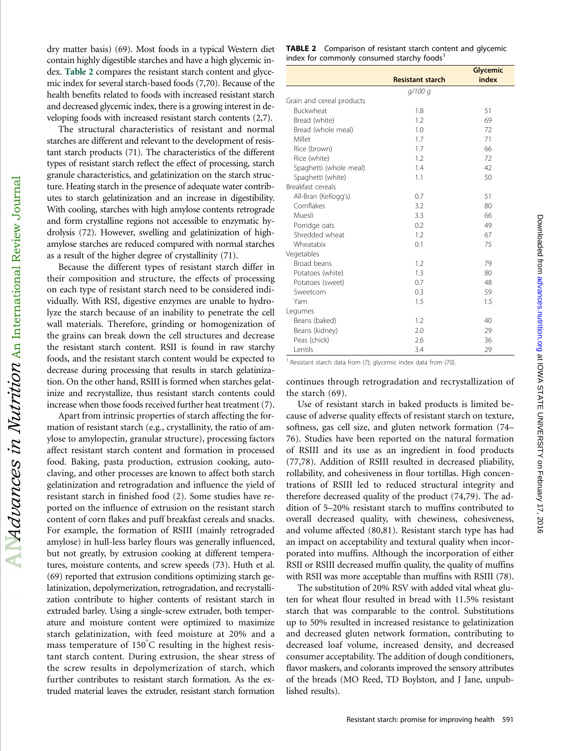dry matter basis) (69). Most foods in a typical Western diet contain highly digestible starches and have a high glycemic index. Table 2 compares the resistant starch content and glycemic index for several starch-based foods (7,70). Because of the health benefits related to foods with increased resistant starch and decreased glycemic index, there is a growing interest in developing foods with increased resistant starch contents (2,7).

The structural characteristics of resistant and normal starches are different and relevant to the development of resistant starch products (71). The characteristics of the different types of resistant starch reflect the effect of processing, starch granule characteristics, and gelatinization on the starch structure. Heating starch in the presence of adequate water contributes to starch gelatinization and an increase in digestibility. With cooling, starches with high amylose contents retrograde and form crystalline regions not accessible to enzymatic hydrolysis (72). However, swelling and gelatinization of high-amylose starches are reduced compared with normal starches as a result of the higher degree of crystallinity (71).

Because the different types of resistant starch differ in their composition and structure, the effects of processing on each type of resistant starch need to be considered individually. With RSI, digestive enzymes are unable to hydrolyze the starch because of an inability to penetrate the cell wall materials. Therefore, grinding or homogenization of the grains can break down the cell structures and decrease the resistant starch content. RSII is found in raw starchy foods, and the resistant starch content would be expected to decrease during processing that results in starch gelatinization. On the other hand, RSIII is formed when starches gelatinize and recrystallize, thus resistant starch contents could increase when those foods received further heat treatment (7).

Apart from intrinsic properties of starch affecting the formation of resistant starch (e.g., crystallinity, the ratio of amylose to amylopectin, granular structure), processing factors affect resistant starch content and formation in processed food. Baking, pasta production, extrusion cooking, autoclaving, and other processes are known to affect both starch gelatinization and retrogradation and influence the yield of resistant starch in finished food (2). Some studies have reported on the influence of extrusion on the resistant starch content of corn flakes and puff breakfast cereals and snacks. For example, the formation of RSIII (mainly retrograded amylose) in hull-less barley flours was generally influenced, but not greatly, by extrusion cooking at different temperatures, moisture contents, and screw speeds (73). Huth et al. (69) reported that extrusion conditions optimizing starch gelatinization, depolymerization, retrogradation, and recrystallization contribute to higher contents of resistant starch in extruded barley. Using a single-screw extruder, both temperature and moisture content were optimized to maximize starch gelatinization, with feed moisture at 20% and a mass temperature of 150°C resulting in the highest resistant starch content. During extrusion, the shear stress of the screw results in depolymerization of starch, which further contributes to resistant starch formation. As the extruded material leaves the extruder, resistant starch formation continues through retrogradation and recrystallization of the starch (69).

**TABLE 2** Comparison of resistant starch content and glycemic index for commonly consumed starchy foods[1]

| | Resistant starch | Glycemic index |
|---|---|---|
| | *g/100 g* | |
| Grain and cereal products | | |
| Buckwheat | 1.8 | 51 |
| Bread (white) | 1.2 | 69 |
| Bread (whole meal) | 1.0 | 72 |
| Millet | 1.7 | 71 |
| Rice (brown) | 1.7 | 66 |
| Rice (white) | 1.2 | 72 |
| Spaghetti (whole meal) | 1.4 | 42 |
| Spaghetti (white) | 1.1 | 50 |
| Breakfast cereals | | |
| All-Bran (Kellogg's) | 0.7 | 51 |
| Cornflakes | 3.2 | 80 |
| Muesli | 3.3 | 66 |
| Porridge oats | 0.2 | 49 |
| Shredded wheat | 1.2 | 67 |
| Wheatabix | 0.1 | 75 |
| Vegetables | | |
| Broad beans | 1.2 | 79 |
| Potatoes (white) | 1.3 | 80 |
| Potatoes (sweet) | 0.7 | 48 |
| Sweetcorn | 0.3 | 59 |
| Yam | 1.5 | 1.5 |
| Legumes | | |
| Beans (baked) | 1.2 | 40 |
| Beans (kidney) | 2.0 | 29 |
| Peas (chick) | 2.6 | 36 |
| Lentils | 3.4 | 29 |

[1] Resistant starch data from (7); glycemic index data from (70).

Use of resistant starch in baked products is limited because of adverse quality effects of resistant starch on texture, softness, gas cell size, and gluten network formation (74–76). Studies have been reported on the natural formation of RSIII and its use as an ingredient in food products (77,78). Addition of RSIII resulted in decreased pliability, rollability, and cohesiveness in flour tortillas. High concentrations of RSIII led to reduced structural integrity and therefore decreased quality of the product (74,79). The addition of 5–20% resistant starch to muffins contributed to overall decreased quality, with chewiness, cohesiveness, and volume affected (80,81). Resistant starch type has had an impact on acceptability and textural quality when incorporated into muffins. Although the incorporation of either RSII or RSIII decreased muffin quality, the quality of muffins with RSII was more acceptable than muffins with RSIII (78).

The substitution of 20% RSV with added vital wheat gluten for wheat flour resulted in bread with 11.5% resistant starch that was comparable to the control. Substitutions up to 50% resulted in increased resistance to gelatinization and decreased gluten network formation, contributing to decreased loaf volume, increased density, and decreased consumer acceptability. The addition of dough conditioners, flavor maskers, and colorants improved the sensory attributes of the breads (MO Reed, TD Boylston, and J Jane, unpublished results).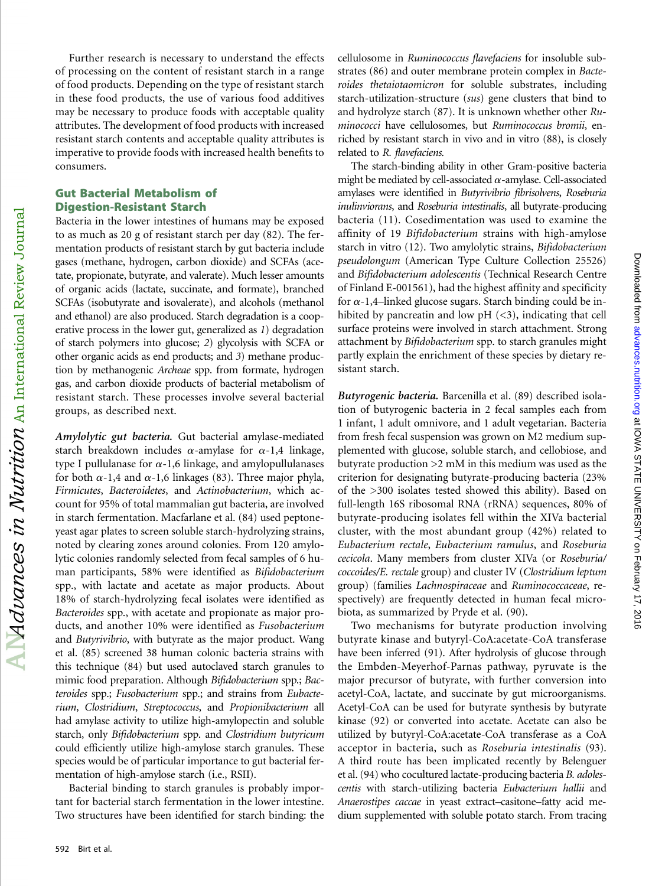Further research is necessary to understand the effects of processing on the content of resistant starch in a range of food products. Depending on the type of resistant starch in these food products, the use of various food additives may be necessary to produce foods with acceptable quality attributes. The development of food products with increased resistant starch contents and acceptable quality attributes is imperative to provide foods with increased health benefits to consumers.

## Gut Bacterial Metabolism of Digestion-Resistant Starch

Bacteria in the lower intestines of humans may be exposed to as much as 20 g of resistant starch per day (82). The fermentation products of resistant starch by gut bacteria include gases (methane, hydrogen, carbon dioxide) and SCFAs (acetate, propionate, butyrate, and valerate). Much lesser amounts of organic acids (lactate, succinate, and formate), branched SCFAs (isobutyrate and isovalerate), and alcohols (methanol and ethanol) are also produced. Starch degradation is a cooperative process in the lower gut, generalized as *1*) degradation of starch polymers into glucose; *2*) glycolysis with SCFA or other organic acids as end products; and *3*) methane production by methanogenic *Archeae* spp. from formate, hydrogen gas, and carbon dioxide products of bacterial metabolism of resistant starch. These processes involve several bacterial groups, as described next.

***Amylolytic gut bacteria.*** Gut bacterial amylase-mediated starch breakdown includes α-amylase for α-1,4 linkage, type I pullulanase for α-1,6 linkage, and amylopullulanases for both α-1,4 and α-1,6 linkages (83). Three major phyla, *Firmicutes*, *Bacteroidetes*, and *Actinobacterium*, which account for 95% of total mammalian gut bacteria, are involved in starch fermentation. Macfarlane et al. (84) used peptone-yeast agar plates to screen soluble starch-hydrolyzing strains, noted by clearing zones around colonies. From 120 amylolytic colonies randomly selected from fecal samples of 6 human participants, 58% were identified as *Bifidobacterium* spp., with lactate and acetate as major products. About 18% of starch-hydrolyzing fecal isolates were identified as *Bacteroides* spp., with acetate and propionate as major products, and another 10% were identified as *Fusobacterium* and *Butyrivibrio*, with butyrate as the major product. Wang et al. (85) screened 38 human colonic bacteria strains with this technique (84) but used autoclaved starch granules to mimic food preparation. Although *Bifidobacterium* spp.; *Bacteroides* spp.; *Fusobacterium* spp.; and strains from *Eubacterium*, *Clostridium*, *Streptococcus*, and *Propionibacterium* all had amylase activity to utilize high-amylopectin and soluble starch, only *Bifidobacterium* spp. and *Clostridium butyricum* could efficiently utilize high-amylose starch granules. These species would be of particular importance to gut bacterial fermentation of high-amylose starch (i.e., RSII).

Bacterial binding to starch granules is probably important for bacterial starch fermentation in the lower intestine. Two structures have been identified for starch binding: the cellulosome in *Ruminococcus flavefaciens* for insoluble substrates (86) and outer membrane protein complex in *Bacteroides thetaiotaomicron* for soluble substrates, including starch-utilization-structure (*sus*) gene clusters that bind to and hydrolyze starch (87). It is unknown whether other *Ruminococci* have cellulosomes, but *Ruminococcus bromii*, enriched by resistant starch in vivo and in vitro (88), is closely related to *R. flavefaciens.*

The starch-binding ability in other Gram-positive bacteria might be mediated by cell-associated α-amylase. Cell-associated amylases were identified in *Butyrivibrio fibrisolvens*, *Roseburia inulinivorans*, and *Roseburia intestinalis*, all butyrate-producing bacteria (11). Cosedimentation was used to examine the affinity of 19 *Bifidobacterium* strains with high-amylose starch in vitro (12). Two amylolytic strains, *Bifidobacterium pseudolongum* (American Type Culture Collection 25526) and *Bifidobacterium adolescentis* (Technical Research Centre of Finland E-001561), had the highest affinity and specificity for α-1,4–linked glucose sugars. Starch binding could be inhibited by pancreatin and low pH (<3), indicating that cell surface proteins were involved in starch attachment. Strong attachment by *Bifidobacterium* spp. to starch granules might partly explain the enrichment of these species by dietary resistant starch.

***Butyrogenic bacteria.*** Barcenilla et al. (89) described isolation of butyrogenic bacteria in 2 fecal samples each from 1 infant, 1 adult omnivore, and 1 adult vegetarian. Bacteria from fresh fecal suspension was grown on M2 medium supplemented with glucose, soluble starch, and cellobiose, and butyrate production >2 mM in this medium was used as the criterion for designating butyrate-producing bacteria (23% of the >300 isolates tested showed this ability). Based on full-length 16S ribosomal RNA (rRNA) sequences, 80% of butyrate-producing isolates fell within the XIVa bacterial cluster, with the most abundant group (42%) related to *Eubacterium rectale*, *Eubacterium ramulus*, and *Roseburia cecicola*. Many members from cluster XIVa (or *Roseburia/ coccoides/E. rectale* group) and cluster IV (*Clostridium leptum* group) (families *Lachnospiraceae* and *Ruminococcaceae*, respectively) are frequently detected in human fecal microbiota, as summarized by Pryde et al. (90).

Two mechanisms for butyrate production involving butyrate kinase and butyryl-CoA:acetate-CoA transferase have been inferred (91). After hydrolysis of glucose through the Embden-Meyerhof-Parnas pathway, pyruvate is the major precursor of butyrate, with further conversion into acetyl-CoA, lactate, and succinate by gut microorganisms. Acetyl-CoA can be used for butyrate synthesis by butyrate kinase (92) or converted into acetate. Acetate can also be utilized by butyryl-CoA:acetate-CoA transferase as a CoA acceptor in bacteria, such as *Roseburia intestinalis* (93). A third route has been implicated recently by Belenguer et al. (94) who cocultured lactate-producing bacteria *B. adolescentis* with starch-utilizing bacteria *Eubacterium hallii* and *Anaerostipes caccae* in yeast extract–casitone–fatty acid medium supplemented with soluble potato starch. From tracing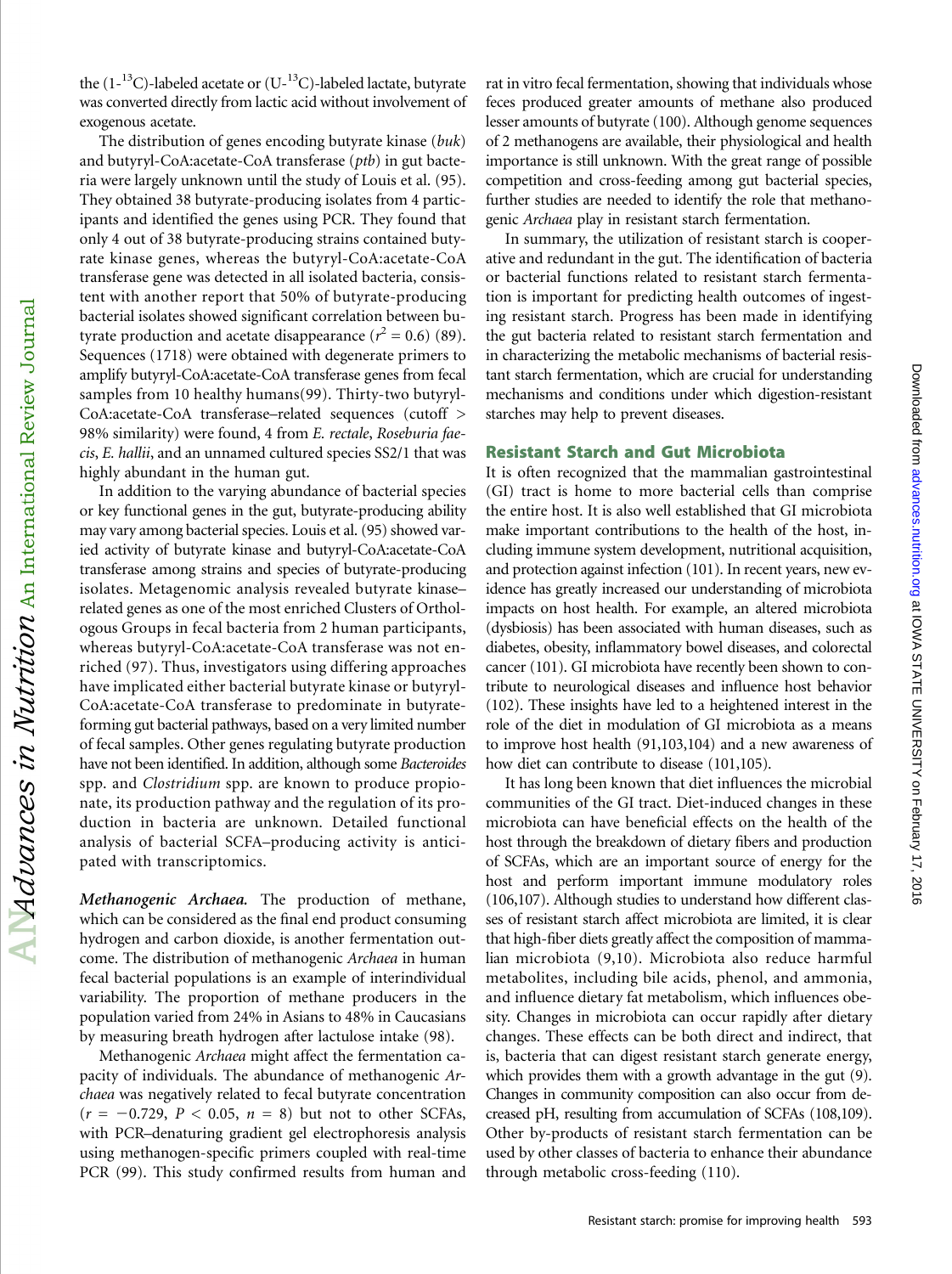the (1-$^{13}$C)-labeled acetate or (U-$^{13}$C)-labeled lactate, butyrate was converted directly from lactic acid without involvement of exogenous acetate.

The distribution of genes encoding butyrate kinase (*buk*) and butyryl-CoA:acetate-CoA transferase (*ptb*) in gut bacteria were largely unknown until the study of Louis et al. (95). They obtained 38 butyrate-producing isolates from 4 participants and identified the genes using PCR. They found that only 4 out of 38 butyrate-producing strains contained butyrate kinase genes, whereas the butyryl-CoA:acetate-CoA transferase gene was detected in all isolated bacteria, consistent with another report that 50% of butyrate-producing bacterial isolates showed significant correlation between butyrate production and acetate disappearance ($r^2 = 0.6$) (89). Sequences (1718) were obtained with degenerate primers to amplify butyryl-CoA:acetate-CoA transferase genes from fecal samples from 10 healthy humans(99). Thirty-two butyryl-CoA:acetate-CoA transferase–related sequences (cutoff > 98% similarity) were found, 4 from *E. rectale*, *Roseburia faecis*, *E. hallii*, and an unnamed cultured species SS2/1 that was highly abundant in the human gut.

In addition to the varying abundance of bacterial species or key functional genes in the gut, butyrate-producing ability may vary among bacterial species. Louis et al. (95) showed varied activity of butyrate kinase and butyryl-CoA:acetate-CoA transferase among strains and species of butyrate-producing isolates. Metagenomic analysis revealed butyrate kinase–related genes as one of the most enriched Clusters of Orthologous Groups in fecal bacteria from 2 human participants, whereas butyryl-CoA:acetate-CoA transferase was not enriched (97). Thus, investigators using differing approaches have implicated either bacterial butyrate kinase or butyryl-CoA:acetate-CoA transferase to predominate in butyrate-forming gut bacterial pathways, based on a very limited number of fecal samples. Other genes regulating butyrate production have not been identified. In addition, although some *Bacteroides* spp. and *Clostridium* spp. are known to produce propionate, its production pathway and the regulation of its production in bacteria are unknown. Detailed functional analysis of bacterial SCFA–producing activity is anticipated with transcriptomics.

***Methanogenic Archaea.*** The production of methane, which can be considered as the final end product consuming hydrogen and carbon dioxide, is another fermentation outcome. The distribution of methanogenic *Archaea* in human fecal bacterial populations is an example of interindividual variability. The proportion of methane producers in the population varied from 24% in Asians to 48% in Caucasians by measuring breath hydrogen after lactulose intake (98).

Methanogenic *Archaea* might affect the fermentation capacity of individuals. The abundance of methanogenic *Archaea* was negatively related to fecal butyrate concentration ($r = -0.729$, $P < 0.05$, $n = 8$) but not to other SCFAs, with PCR–denaturing gradient gel electrophoresis analysis using methanogen-specific primers coupled with real-time PCR (99). This study confirmed results from human and rat in vitro fecal fermentation, showing that individuals whose feces produced greater amounts of methane also produced lesser amounts of butyrate (100). Although genome sequences of 2 methanogens are available, their physiological and health importance is still unknown. With the great range of possible competition and cross-feeding among gut bacterial species, further studies are needed to identify the role that methanogenic *Archaea* play in resistant starch fermentation.

In summary, the utilization of resistant starch is cooperative and redundant in the gut. The identification of bacteria or bacterial functions related to resistant starch fermentation is important for predicting health outcomes of ingesting resistant starch. Progress has been made in identifying the gut bacteria related to resistant starch fermentation and in characterizing the metabolic mechanisms of bacterial resistant starch fermentation, which are crucial for understanding mechanisms and conditions under which digestion-resistant starches may help to prevent diseases.

## Resistant Starch and Gut Microbiota

It is often recognized that the mammalian gastrointestinal (GI) tract is home to more bacterial cells than comprise the entire host. It is also well established that GI microbiota make important contributions to the health of the host, including immune system development, nutritional acquisition, and protection against infection (101). In recent years, new evidence has greatly increased our understanding of microbiota impacts on host health. For example, an altered microbiota (dysbiosis) has been associated with human diseases, such as diabetes, obesity, inflammatory bowel diseases, and colorectal cancer (101). GI microbiota have recently been shown to contribute to neurological diseases and influence host behavior (102). These insights have led to a heightened interest in the role of the diet in modulation of GI microbiota as a means to improve host health (91,103,104) and a new awareness of how diet can contribute to disease (101,105).

It has long been known that diet influences the microbial communities of the GI tract. Diet-induced changes in these microbiota can have beneficial effects on the health of the host through the breakdown of dietary fibers and production of SCFAs, which are an important source of energy for the host and perform important immune modulatory roles (106,107). Although studies to understand how different classes of resistant starch affect microbiota are limited, it is clear that high-fiber diets greatly affect the composition of mammalian microbiota (9,10). Microbiota also reduce harmful metabolites, including bile acids, phenol, and ammonia, and influence dietary fat metabolism, which influences obesity. Changes in microbiota can occur rapidly after dietary changes. These effects can be both direct and indirect, that is, bacteria that can digest resistant starch generate energy, which provides them with a growth advantage in the gut (9). Changes in community composition can also occur from decreased pH, resulting from accumulation of SCFAs (108,109). Other by-products of resistant starch fermentation can be used by other classes of bacteria to enhance their abundance through metabolic cross-feeding (110).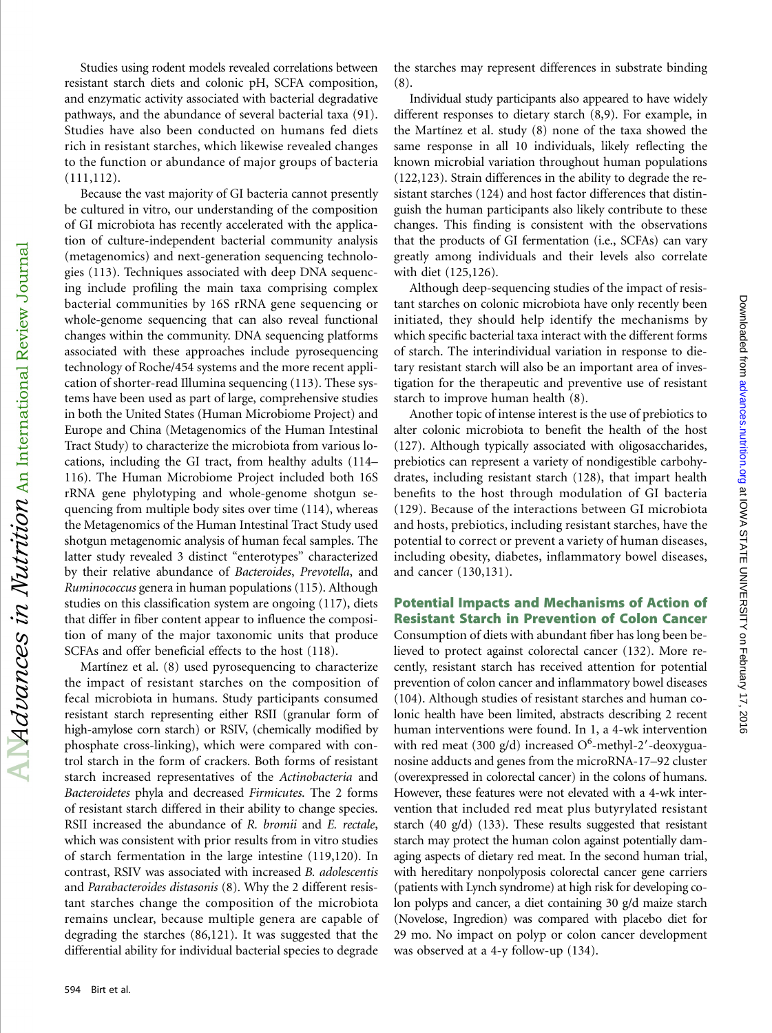Studies using rodent models revealed correlations between resistant starch diets and colonic pH, SCFA composition, and enzymatic activity associated with bacterial degradative pathways, and the abundance of several bacterial taxa (91). Studies have also been conducted on humans fed diets rich in resistant starches, which likewise revealed changes to the function or abundance of major groups of bacteria (111,112).

Because the vast majority of GI bacteria cannot presently be cultured in vitro, our understanding of the composition of GI microbiota has recently accelerated with the application of culture-independent bacterial community analysis (metagenomics) and next-generation sequencing technologies (113). Techniques associated with deep DNA sequencing include profiling the main taxa comprising complex bacterial communities by 16S rRNA gene sequencing or whole-genome sequencing that can also reveal functional changes within the community. DNA sequencing platforms associated with these approaches include pyrosequencing technology of Roche/454 systems and the more recent application of shorter-read Illumina sequencing (113). These systems have been used as part of large, comprehensive studies in both the United States (Human Microbiome Project) and Europe and China (Metagenomics of the Human Intestinal Tract Study) to characterize the microbiota from various locations, including the GI tract, from healthy adults (114–116). The Human Microbiome Project included both 16S rRNA gene phylotyping and whole-genome shotgun sequencing from multiple body sites over time (114), whereas the Metagenomics of the Human Intestinal Tract Study used shotgun metagenomic analysis of human fecal samples. The latter study revealed 3 distinct "enterotypes" characterized by their relative abundance of *Bacteroides*, *Prevotella*, and *Ruminococcus* genera in human populations (115). Although studies on this classification system are ongoing (117), diets that differ in fiber content appear to influence the composition of many of the major taxonomic units that produce SCFAs and offer beneficial effects to the host (118).

Martínez et al. (8) used pyrosequencing to characterize the impact of resistant starches on the composition of fecal microbiota in humans. Study participants consumed resistant starch representing either RSII (granular form of high-amylose corn starch) or RSIV, (chemically modified by phosphate cross-linking), which were compared with control starch in the form of crackers. Both forms of resistant starch increased representatives of the *Actinobacteria* and *Bacteroidetes* phyla and decreased *Firmicutes*. The 2 forms of resistant starch differed in their ability to change species. RSII increased the abundance of *R. bromii* and *E. rectale*, which was consistent with prior results from in vitro studies of starch fermentation in the large intestine (119,120). In contrast, RSIV was associated with increased *B. adolescentis* and *Parabacteroides distasonis* (8). Why the 2 different resistant starches change the composition of the microbiota remains unclear, because multiple genera are capable of degrading the starches (86,121). It was suggested that the differential ability for individual bacterial species to degrade the starches may represent differences in substrate binding (8).

Individual study participants also appeared to have widely different responses to dietary starch (8,9). For example, in the Martínez et al. study (8) none of the taxa showed the same response in all 10 individuals, likely reflecting the known microbial variation throughout human populations (122,123). Strain differences in the ability to degrade the resistant starches (124) and host factor differences that distinguish the human participants also likely contribute to these changes. This finding is consistent with the observations that the products of GI fermentation (i.e., SCFAs) can vary greatly among individuals and their levels also correlate with diet (125,126).

Although deep-sequencing studies of the impact of resistant starches on colonic microbiota have only recently been initiated, they should help identify the mechanisms by which specific bacterial taxa interact with the different forms of starch. The interindividual variation in response to dietary resistant starch will also be an important area of investigation for the therapeutic and preventive use of resistant starch to improve human health (8).

Another topic of intense interest is the use of prebiotics to alter colonic microbiota to benefit the health of the host (127). Although typically associated with oligosaccharides, prebiotics can represent a variety of nondigestible carbohydrates, including resistant starch (128), that impart health benefits to the host through modulation of GI bacteria (129). Because of the interactions between GI microbiota and hosts, prebiotics, including resistant starches, have the potential to correct or prevent a variety of human diseases, including obesity, diabetes, inflammatory bowel diseases, and cancer (130,131).

## Potential Impacts and Mechanisms of Action of Resistant Starch in Prevention of Colon Cancer

Consumption of diets with abundant fiber has long been believed to protect against colorectal cancer (132). More recently, resistant starch has received attention for potential prevention of colon cancer and inflammatory bowel diseases (104). Although studies of resistant starches and human colonic health have been limited, abstracts describing 2 recent human interventions were found. In 1, a 4-wk intervention with red meat (300 g/d) increased $O^6$-methyl-2′-deoxyguanosine adducts and genes from the microRNA-17–92 cluster (overexpressed in colorectal cancer) in the colons of humans. However, these features were not elevated with a 4-wk intervention that included red meat plus butyrylated resistant starch (40 g/d) (133). These results suggested that resistant starch may protect the human colon against potentially damaging aspects of dietary red meat. In the second human trial, with hereditary nonpolyposis colorectal cancer gene carriers (patients with Lynch syndrome) at high risk for developing colon polyps and cancer, a diet containing 30 g/d maize starch (Novelose, Ingredion) was compared with placebo diet for 29 mo. No impact on polyp or colon cancer development was observed at a 4-y follow-up (134).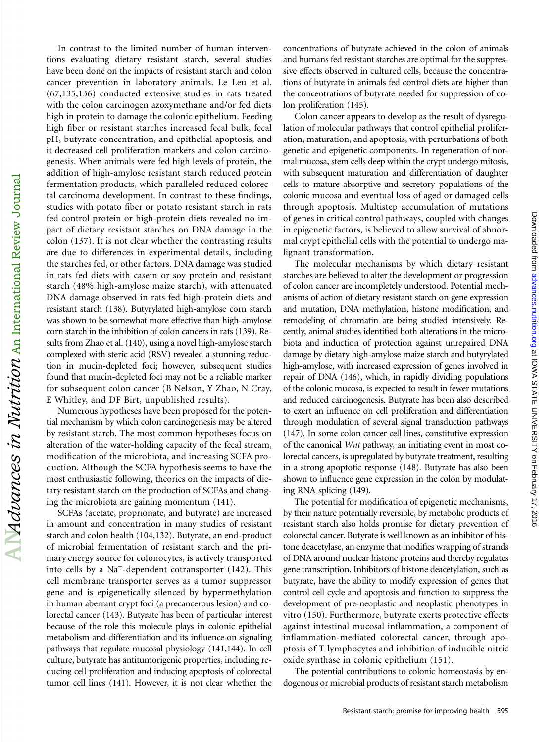In contrast to the limited number of human interventions evaluating dietary resistant starch, several studies have been done on the impacts of resistant starch and colon cancer prevention in laboratory animals. Le Leu et al. (67,135,136) conducted extensive studies in rats treated with the colon carcinogen azoxymethane and/or fed diets high in protein to damage the colonic epithelium. Feeding high fiber or resistant starches increased fecal bulk, fecal pH, butyrate concentration, and epithelial apoptosis, and it decreased cell proliferation markers and colon carcinogenesis. When animals were fed high levels of protein, the addition of high-amylose resistant starch reduced protein fermentation products, which paralleled reduced colorectal carcinoma development. In contrast to these findings, studies with potato fiber or potato resistant starch in rats fed control protein or high-protein diets revealed no impact of dietary resistant starches on DNA damage in the colon (137). It is not clear whether the contrasting results are due to differences in experimental details, including the starches fed, or other factors. DNA damage was studied in rats fed diets with casein or soy protein and resistant starch (48% high-amylose maize starch), with attenuated DNA damage observed in rats fed high-protein diets and resistant starch (138). Butyrylated high-amylose corn starch was shown to be somewhat more effective than high-amylose corn starch in the inhibition of colon cancers in rats (139). Results from Zhao et al. (140), using a novel high-amylose starch complexed with steric acid (RSV) revealed a stunning reduction in mucin-depleted foci; however, subsequent studies found that mucin-depleted foci may not be a reliable marker for subsequent colon cancer (B Nelson, Y Zhao, N Cray, E Whitley, and DF Birt, unpublished results).

Numerous hypotheses have been proposed for the potential mechanism by which colon carcinogenesis may be altered by resistant starch. The most common hypotheses focus on alteration of the water-holding capacity of the fecal stream, modification of the microbiota, and increasing SCFA production. Although the SCFA hypothesis seems to have the most enthusiastic following, theories on the impacts of dietary resistant starch on the production of SCFAs and changing the microbiota are gaining momentum (141).

SCFAs (acetate, proprionate, and butyrate) are increased in amount and concentration in many studies of resistant starch and colon health (104,132). Butyrate, an end-product of microbial fermentation of resistant starch and the primary energy source for colonocytes, is actively transported into cells by a $Na^+$-dependent cotransporter (142). This cell membrane transporter serves as a tumor suppressor gene and is epigenetically silenced by hypermethylation in human aberrant crypt foci (a precancerous lesion) and colorectal cancer (143). Butyrate has been of particular interest because of the role this molecule plays in colonic epithelial metabolism and differentiation and its influence on signaling pathways that regulate mucosal physiology (141,144). In cell culture, butyrate has antitumorigenic properties, including reducing cell proliferation and inducing apoptosis of colorectal tumor cell lines (141). However, it is not clear whether the concentrations of butyrate achieved in the colon of animals and humans fed resistant starches are optimal for the suppressive effects observed in cultured cells, because the concentrations of butyrate in animals fed control diets are higher than the concentrations of butyrate needed for suppression of colon proliferation (145).

Colon cancer appears to develop as the result of dysregulation of molecular pathways that control epithelial proliferation, maturation, and apoptosis, with perturbations of both genetic and epigenetic components. In regeneration of normal mucosa, stem cells deep within the crypt undergo mitosis, with subsequent maturation and differentiation of daughter cells to mature absorptive and secretory populations of the colonic mucosa and eventual loss of aged or damaged cells through apoptosis. Multistep accumulation of mutations of genes in critical control pathways, coupled with changes in epigenetic factors, is believed to allow survival of abnormal crypt epithelial cells with the potential to undergo malignant transformation.

The molecular mechanisms by which dietary resistant starches are believed to alter the development or progression of colon cancer are incompletely understood. Potential mechanisms of action of dietary resistant starch on gene expression and mutation, DNA methylation, histone modification, and remodeling of chromatin are being studied intensively. Recently, animal studies identified both alterations in the microbiota and induction of protection against unrepaired DNA damage by dietary high-amylose maize starch and butyrylated high-amylose, with increased expression of genes involved in repair of DNA (146), which, in rapidly dividing populations of the colonic mucosa, is expected to result in fewer mutations and reduced carcinogenesis. Butyrate has been also described to exert an influence on cell proliferation and differentiation through modulation of several signal transduction pathways (147). In some colon cancer cell lines, constitutive expression of the canonical *Wnt* pathway, an initiating event in most colorectal cancers, is upregulated by butyrate treatment, resulting in a strong apoptotic response (148). Butyrate has also been shown to influence gene expression in the colon by modulating RNA splicing (149).

The potential for modification of epigenetic mechanisms, by their nature potentially reversible, by metabolic products of resistant starch also holds promise for dietary prevention of colorectal cancer. Butyrate is well known as an inhibitor of histone deacetylase, an enzyme that modifies wrapping of strands of DNA around nuclear histone proteins and thereby regulates gene transcription. Inhibitors of histone deacetylation, such as butyrate, have the ability to modify expression of genes that control cell cycle and apoptosis and function to suppress the development of pre-neoplastic and neoplastic phenotypes in vitro (150). Furthermore, butyrate exerts protective effects against intestinal mucosal inflammation, a component of inflammation-mediated colorectal cancer, through apoptosis of T lymphocytes and inhibition of inducible nitric oxide synthase in colonic epithelium (151).

The potential contributions to colonic homeostasis by endogenous or microbial products of resistant starch metabolism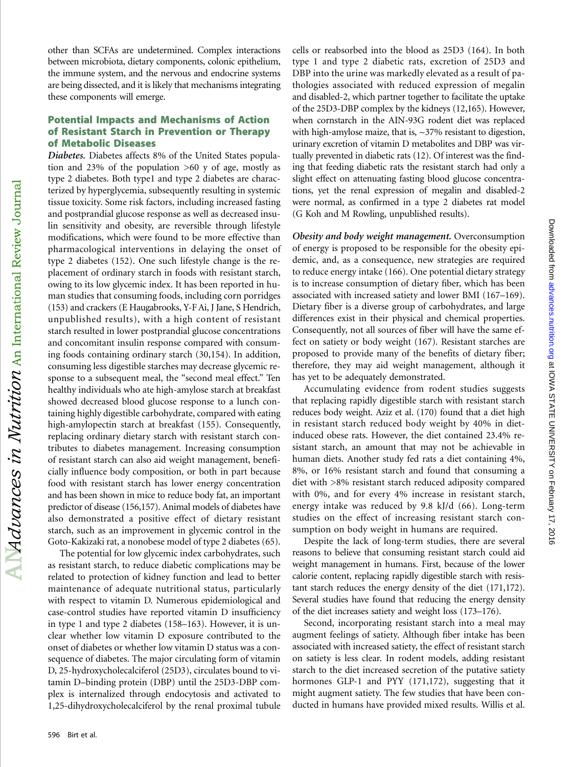other than SCFAs are undetermined. Complex interactions between microbiota, dietary components, colonic epithelium, the immune system, and the nervous and endocrine systems are being dissected, and it is likely that mechanisms integrating these components will emerge.

## Potential Impacts and Mechanisms of Action of Resistant Starch in Prevention or Therapy of Metabolic Diseases

***Diabetes.*** Diabetes affects 8% of the United States population and 23% of the population >60 y of age, mostly as type 2 diabetes. Both type1 and type 2 diabetes are characterized by hyperglycemia, subsequently resulting in systemic tissue toxicity. Some risk factors, including increased fasting and postprandial glucose response as well as decreased insulin sensitivity and obesity, are reversible through lifestyle modifications, which were found to be more effective than pharmacological interventions in delaying the onset of type 2 diabetes (152). One such lifestyle change is the replacement of ordinary starch in foods with resistant starch, owing to its low glycemic index. It has been reported in human studies that consuming foods, including corn porridges (153) and crackers (E Haugabrooks, Y-F Ai, J Jane, S Hendrich, unpublished results), with a high content of resistant starch resulted in lower postprandial glucose concentrations and concomitant insulin response compared with consuming foods containing ordinary starch (30,154). In addition, consuming less digestible starches may decrease glycemic response to a subsequent meal, the "second meal effect." Ten healthy individuals who ate high-amylose starch at breakfast showed decreased blood glucose response to a lunch containing highly digestible carbohydrate, compared with eating high-amylopectin starch at breakfast (155). Consequently, replacing ordinary dietary starch with resistant starch contributes to diabetes management. Increasing consumption of resistant starch can also aid weight management, beneficially influence body composition, or both in part because food with resistant starch has lower energy concentration and has been shown in mice to reduce body fat, an important predictor of disease (156,157). Animal models of diabetes have also demonstrated a positive effect of dietary resistant starch, such as an improvement in glycemic control in the Goto-Kakizaki rat, a nonobese model of type 2 diabetes (65).

The potential for low glycemic index carbohydrates, such as resistant starch, to reduce diabetic complications may be related to protection of kidney function and lead to better maintenance of adequate nutritional status, particularly with respect to vitamin D. Numerous epidemiological and case-control studies have reported vitamin D insufficiency in type 1 and type 2 diabetes (158–163). However, it is unclear whether low vitamin D exposure contributed to the onset of diabetes or whether low vitamin D status was a consequence of diabetes. The major circulating form of vitamin D, 25-hydroxycholecalciferol (25D3), circulates bound to vitamin D–binding protein (DBP) until the 25D3-DBP complex is internalized through endocytosis and activated to 1,25-dihydroxycholecalciferol by the renal proximal tubule cells or reabsorbed into the blood as 25D3 (164). In both type 1 and type 2 diabetic rats, excretion of 25D3 and DBP into the urine was markedly elevated as a result of pathologies associated with reduced expression of megalin and disabled-2, which partner together to facilitate the uptake of the 25D3-DBP complex by the kidneys (12,165). However, when cornstarch in the AIN-93G rodent diet was replaced with high-amylose maize, that is, ~37% resistant to digestion, urinary excretion of vitamin D metabolites and DBP was virtually prevented in diabetic rats (12). Of interest was the finding that feeding diabetic rats the resistant starch had only a slight effect on attenuating fasting blood glucose concentrations, yet the renal expression of megalin and disabled-2 were normal, as confirmed in a type 2 diabetes rat model (G Koh and M Rowling, unpublished results).

***Obesity and body weight management.*** Overconsumption of energy is proposed to be responsible for the obesity epidemic, and, as a consequence, new strategies are required to reduce energy intake (166). One potential dietary strategy is to increase consumption of dietary fiber, which has been associated with increased satiety and lower BMI (167–169). Dietary fiber is a diverse group of carbohydrates, and large differences exist in their physical and chemical properties. Consequently, not all sources of fiber will have the same effect on satiety or body weight (167). Resistant starches are proposed to provide many of the benefits of dietary fiber; therefore, they may aid weight management, although it has yet to be adequately demonstrated.

Accumulating evidence from rodent studies suggests that replacing rapidly digestible starch with resistant starch reduces body weight. Aziz et al. (170) found that a diet high in resistant starch reduced body weight by 40% in diet-induced obese rats. However, the diet contained 23.4% resistant starch, an amount that may not be achievable in human diets. Another study fed rats a diet containing 4%, 8%, or 16% resistant starch and found that consuming a diet with >8% resistant starch reduced adiposity compared with 0%, and for every 4% increase in resistant starch, energy intake was reduced by 9.8 kJ/d (66). Long-term studies on the effect of increasing resistant starch consumption on body weight in humans are required.

Despite the lack of long-term studies, there are several reasons to believe that consuming resistant starch could aid weight management in humans. First, because of the lower calorie content, replacing rapidly digestible starch with resistant starch reduces the energy density of the diet (171,172). Several studies have found that reducing the energy density of the diet increases satiety and weight loss (173–176).

Second, incorporating resistant starch into a meal may augment feelings of satiety. Although fiber intake has been associated with increased satiety, the effect of resistant starch on satiety is less clear. In rodent models, adding resistant starch to the diet increased secretion of the putative satiety hormones GLP-1 and PYY (171,172), suggesting that it might augment satiety. The few studies that have been conducted in humans have provided mixed results. Willis et al.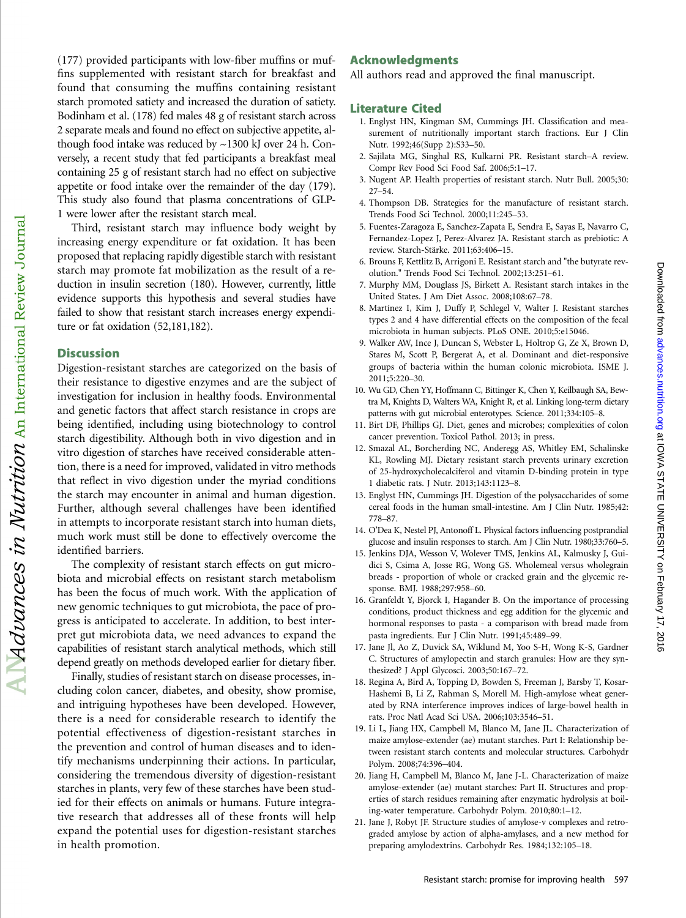(177) provided participants with low-fiber muffins or muffins supplemented with resistant starch for breakfast and found that consuming the muffins containing resistant starch promoted satiety and increased the duration of satiety. Bodinham et al. (178) fed males 48 g of resistant starch across 2 separate meals and found no effect on subjective appetite, although food intake was reduced by ~1300 kJ over 24 h. Conversely, a recent study that fed participants a breakfast meal containing 25 g of resistant starch had no effect on subjective appetite or food intake over the remainder of the day (179). This study also found that plasma concentrations of GLP-1 were lower after the resistant starch meal.

Third, resistant starch may influence body weight by increasing energy expenditure or fat oxidation. It has been proposed that replacing rapidly digestible starch with resistant starch may promote fat mobilization as the result of a reduction in insulin secretion (180). However, currently, little evidence supports this hypothesis and several studies have failed to show that resistant starch increases energy expenditure or fat oxidation (52,181,182).

## Discussion

Digestion-resistant starches are categorized on the basis of their resistance to digestive enzymes and are the subject of investigation for inclusion in healthy foods. Environmental and genetic factors that affect starch resistance in crops are being identified, including using biotechnology to control starch digestibility. Although both in vivo digestion and in vitro digestion of starches have received considerable attention, there is a need for improved, validated in vitro methods that reflect in vivo digestion under the myriad conditions the starch may encounter in animal and human digestion. Further, although several challenges have been identified in attempts to incorporate resistant starch into human diets, much work must still be done to effectively overcome the identified barriers.

The complexity of resistant starch effects on gut microbiota and microbial effects on resistant starch metabolism has been the focus of much work. With the application of new genomic techniques to gut microbiota, the pace of progress is anticipated to accelerate. In addition, to best interpret gut microbiota data, we need advances to expand the capabilities of resistant starch analytical methods, which still depend greatly on methods developed earlier for dietary fiber.

Finally, studies of resistant starch on disease processes, including colon cancer, diabetes, and obesity, show promise, and intriguing hypotheses have been developed. However, there is a need for considerable research to identify the potential effectiveness of digestion-resistant starches in the prevention and control of human diseases and to identify mechanisms underpinning their actions. In particular, considering the tremendous diversity of digestion-resistant starches in plants, very few of these starches have been studied for their effects on animals or humans. Future integrative research that addresses all of these fronts will help expand the potential uses for digestion-resistant starches in health promotion.

## Acknowledgments

All authors read and approved the final manuscript.

## Literature Cited

1. Englyst HN, Kingman SM, Cummings JH. Classification and measurement of nutritionally important starch fractions. Eur J Clin Nutr. 1992;46(Supp 2):S33–50.
2. Sajilata MG, Singhal RS, Kulkarni PR. Resistant starch–A review. Compr Rev Food Sci Food Saf. 2006;5:1–17.
3. Nugent AP. Health properties of resistant starch. Nutr Bull. 2005;30:27–54.
4. Thompson DB. Strategies for the manufacture of resistant starch. Trends Food Sci Technol. 2000;11:245–53.
5. Fuentes-Zaragoza E, Sanchez-Zapata E, Sendra E, Sayas E, Navarro C, Fernandez-Lopez J, Perez-Alvarez JA. Resistant starch as prebiotic: A review. Starch-Stärke. 2011;63:406–15.
6. Brouns F, Kettlitz B, Arrigoni E. Resistant starch and "the butyrate revolution." Trends Food Sci Technol. 2002;13:251–61.
7. Murphy MM, Douglass JS, Birkett A. Resistant starch intakes in the United States. J Am Diet Assoc. 2008;108:67–78.
8. Martínez I, Kim J, Duffy P, Schlegel V, Walter J. Resistant starches types 2 and 4 have differential effects on the composition of the fecal microbiota in human subjects. PLoS ONE. 2010;5:e15046.
9. Walker AW, Ince J, Duncan S, Webster L, Holtrop G, Ze X, Brown D, Stares M, Scott P, Bergerat A, et al. Dominant and diet-responsive groups of bacteria within the human colonic microbiota. ISME J. 2011;5:220–30.
10. Wu GD, Chen YY, Hoffmann C, Bittinger K, Chen Y, Keilbaugh SA, Bewtra M, Knights D, Walters WA, Knight R, et al. Linking long-term dietary patterns with gut microbial enterotypes. Science. 2011;334:105–8.
11. Birt DF, Phillips GJ. Diet, genes and microbes; complexities of colon cancer prevention. Toxicol Pathol. 2013; in press.
12. Smazal AL, Borcherding NC, Anderegg AS, Whitley EM, Schalinske KL, Rowling MJ. Dietary resistant starch prevents urinary excretion of 25-hydroxycholecalciferol and vitamin D-binding protein in type 1 diabetic rats. J Nutr. 2013;143:1123–8.
13. Englyst HN, Cummings JH. Digestion of the polysaccharides of some cereal foods in the human small-intestine. Am J Clin Nutr. 1985;42:778–87.
14. O'Dea K, Nestel PJ, Antonoff L. Physical factors influencing postprandial glucose and insulin responses to starch. Am J Clin Nutr. 1980;33:760–5.
15. Jenkins DJA, Wesson V, Wolever TMS, Jenkins AL, Kalmusky J, Guidici S, Csima A, Josse RG, Wong GS. Wholemeal versus wholegrain breads - proportion of whole or cracked grain and the glycemic response. BMJ. 1988;297:958–60.
16. Granfeldt Y, Bjorck I, Hagander B. On the importance of processing conditions, product thickness and egg addition for the glycemic and hormonal responses to pasta - a comparison with bread made from pasta ingredients. Eur J Clin Nutr. 1991;45:489–99.
17. Jane Jl, Ao Z, Duvick SA, Wiklund M, Yoo S-H, Wong K-S, Gardner C. Structures of amylopectin and starch granules: How are they synthesized? J Appl Glycosci. 2003;50:167–72.
18. Regina A, Bird A, Topping D, Bowden S, Freeman J, Barsby T, Kosar-Hashemi B, Li Z, Rahman S, Morell M. High-amylose wheat generated by RNA interference improves indices of large-bowel health in rats. Proc Natl Acad Sci USA. 2006;103:3546–51.
19. Li L, Jiang HX, Campbell M, Blanco M, Jane JL. Characterization of maize amylose-extender (ae) mutant starches. Part I: Relationship between resistant starch contents and molecular structures. Carbohydr Polym. 2008;74:396–404.
20. Jiang H, Campbell M, Blanco M, Jane J-L. Characterization of maize amylose-extender (ae) mutant starches: Part II. Structures and properties of starch residues remaining after enzymatic hydrolysis at boiling-water temperature. Carbohydr Polym. 2010;80:1–12.
21. Jane J, Robyt JF. Structure studies of amylose-v complexes and retrograded amylose by action of alpha-amylases, and a new method for preparing amylodextrins. Carbohydr Res. 1984;132:105–18.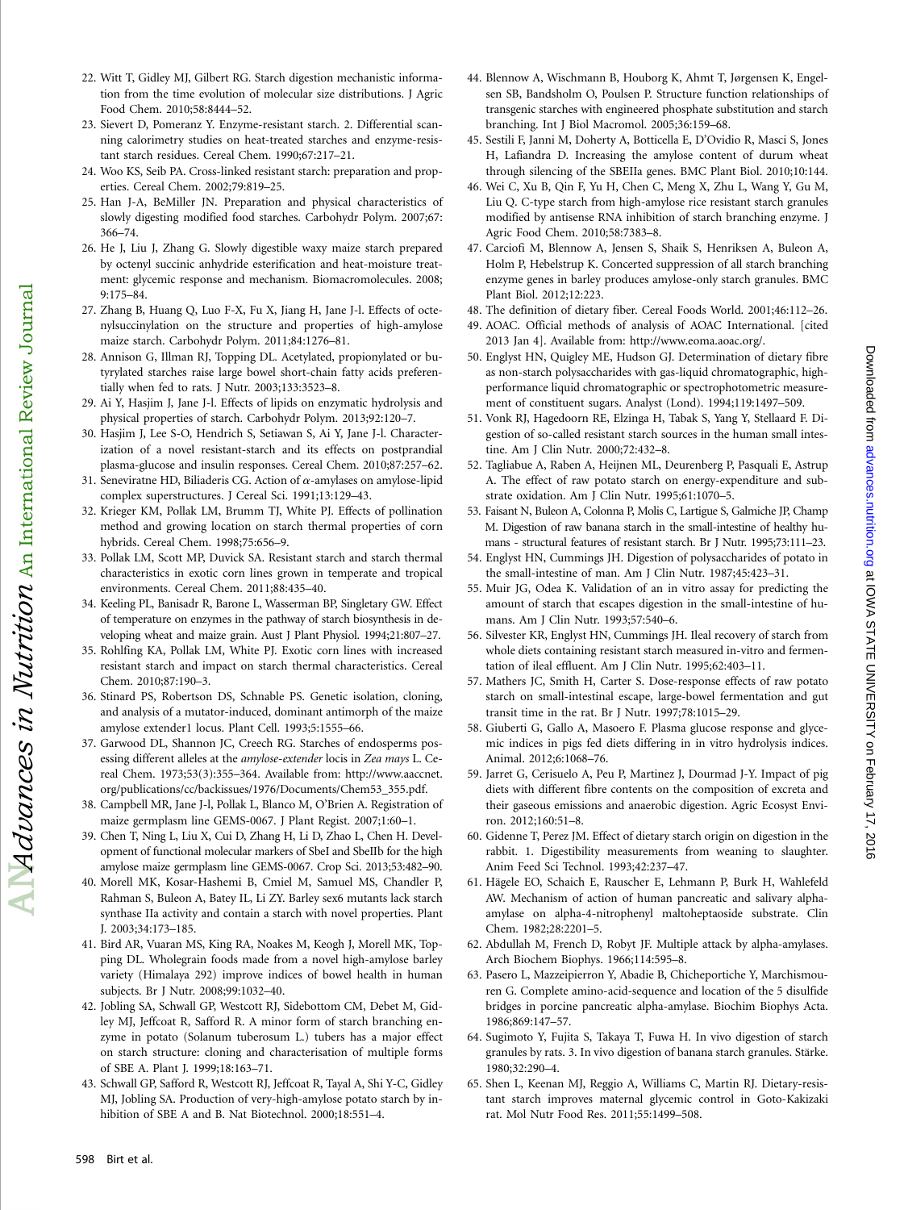22. Witt T, Gidley MJ, Gilbert RG. Starch digestion mechanistic information from the time evolution of molecular size distributions. J Agric Food Chem. 2010;58:8444–52.
23. Sievert D, Pomeranz Y. Enzyme-resistant starch. 2. Differential scanning calorimetry studies on heat-treated starches and enzyme-resistant starch residues. Cereal Chem. 1990;67:217–21.
24. Woo KS, Seib PA. Cross-linked resistant starch: preparation and properties. Cereal Chem. 2002;79:819–25.
25. Han J-A, BeMiller JN. Preparation and physical characteristics of slowly digesting modified food starches. Carbohydr Polym. 2007;67:366–74.
26. He J, Liu J, Zhang G. Slowly digestible waxy maize starch prepared by octenyl succinic anhydride esterification and heat-moisture treatment: glycemic response and mechanism. Biomacromolecules. 2008;9:175–84.
27. Zhang B, Huang Q, Luo F-X, Fu X, Jiang H, Jane J-l. Effects of octenylsuccinylation on the structure and properties of high-amylose maize starch. Carbohydr Polym. 2011;84:1276–81.
28. Annison G, Illman RJ, Topping DL. Acetylated, propionylated or butyrylated starches raise large bowel short-chain fatty acids preferentially when fed to rats. J Nutr. 2003;133:3523–8.
29. Ai Y, Hasjim J, Jane J-l. Effects of lipids on enzymatic hydrolysis and physical properties of starch. Carbohydr Polym. 2013;92:120–7.
30. Hasjim J, Lee S-O, Hendrich S, Setiawan S, Ai Y, Jane J-l. Characterization of a novel resistant-starch and its effects on postprandial plasma-glucose and insulin responses. Cereal Chem. 2010;87:257–62.
31. Seneviratne HD, Biliaderis CG. Action of α-amylases on amylose-lipid complex superstructures. J Cereal Sci. 1991;13:129–43.
32. Krieger KM, Pollak LM, Brumm TJ, White PJ. Effects of pollination method and growing location on starch thermal properties of corn hybrids. Cereal Chem. 1998;75:656–9.
33. Pollak LM, Scott MP, Duvick SA. Resistant starch and starch thermal characteristics in exotic corn lines grown in temperate and tropical environments. Cereal Chem. 2011;88:435–40.
34. Keeling PL, Banisadr R, Barone L, Wasserman BP, Singletary GW. Effect of temperature on enzymes in the pathway of starch biosynthesis in developing wheat and maize grain. Aust J Plant Physiol. 1994;21:807–27.
35. Rohlfing KA, Pollak LM, White PJ. Exotic corn lines with increased resistant starch and impact on starch thermal characteristics. Cereal Chem. 2010;87:190–3.
36. Stinard PS, Robertson DS, Schnable PS. Genetic isolation, cloning, and analysis of a mutator-induced, dominant antimorph of the maize amylose extender1 locus. Plant Cell. 1993;5:1555–66.
37. Garwood DL, Shannon JC, Creech RG. Starches of endosperms possessing different alleles at the *amylose-extender* locis in *Zea mays* L. Cereal Chem. 1973;53(3):355–364. Available from: http://www.aaccnet.org/publications/cc/backissues/1976/Documents/Chem53_355.pdf.
38. Campbell MR, Jane J-l, Pollak L, Blanco M, O'Brien A. Registration of maize germplasm line GEMS-0067. J Plant Regist. 2007;1:60–1.
39. Chen T, Ning L, Liu X, Cui D, Zhang H, Li D, Zhao L, Chen H. Development of functional molecular markers of SbeI and SbeIIb for the high amylose maize germplasm line GEMS-0067. Crop Sci. 2013;53:482–90.
40. Morell MK, Kosar-Hashemi B, Cmiel M, Samuel MS, Chandler P, Rahman S, Buleon A, Batey IL, Li ZY. Barley sex6 mutants lack starch synthase IIa activity and contain a starch with novel properties. Plant J. 2003;34:173–185.
41. Bird AR, Vuaran MS, King RA, Noakes M, Keogh J, Morell MK, Topping DL. Wholegrain foods made from a novel high-amylose barley variety (Himalaya 292) improve indices of bowel health in human subjects. Br J Nutr. 2008;99:1032–40.
42. Jobling SA, Schwall GP, Westcott RJ, Sidebottom CM, Debet M, Gidley MJ, Jeffcoat R, Safford R. A minor form of starch branching enzyme in potato (Solanum tuberosum L.) tubers has a major effect on starch structure: cloning and characterisation of multiple forms of SBE A. Plant J. 1999;18:163–71.
43. Schwall GP, Safford R, Westcott RJ, Jeffcoat R, Tayal A, Shi Y-C, Gidley MJ, Jobling SA. Production of very-high-amylose potato starch by inhibition of SBE A and B. Nat Biotechnol. 2000;18:551–4.
44. Blennow A, Wischmann B, Houborg K, Ahmt T, Jørgensen K, Engelsen SB, Bandsholm O, Poulsen P. Structure function relationships of transgenic starches with engineered phosphate substitution and starch branching. Int J Biol Macromol. 2005;36:159–68.
45. Sestili F, Janni M, Doherty A, Botticella E, D'Ovidio R, Masci S, Jones H, Lafiandra D. Increasing the amylose content of durum wheat through silencing of the SBEIIa genes. BMC Plant Biol. 2010;10:144.
46. Wei C, Xu B, Qin F, Yu H, Chen C, Meng X, Zhu L, Wang Y, Gu M, Liu Q. C-type starch from high-amylose rice resistant starch granules modified by antisense RNA inhibition of starch branching enzyme. J Agric Food Chem. 2010;58:7383–8.
47. Carciofi M, Blennow A, Jensen S, Shaik S, Henriksen A, Buleon A, Holm P, Hebelstrup K. Concerted suppression of all starch branching enzyme genes in barley produces amylose-only starch granules. BMC Plant Biol. 2012;12:223.
48. The definition of dietary fiber. Cereal Foods World. 2001;46:112–26.
49. AOAC. Official methods of analysis of AOAC International. [cited 2013 Jan 4]. Available from: http://www.eoma.aoac.org/.
50. Englyst HN, Quigley ME, Hudson GJ. Determination of dietary fibre as non-starch polysaccharides with gas-liquid chromatographic, high-performance liquid chromatographic or spectrophotometric measurement of constituent sugars. Analyst (Lond). 1994;119:1497–509.
51. Vonk RJ, Hagedoorn RE, Elzinga H, Tabak S, Yang Y, Stellaard F. Digestion of so-called resistant starch sources in the human small intestine. Am J Clin Nutr. 2000;72:432–8.
52. Tagliabue A, Raben A, Heijnen ML, Deurenberg P, Pasquali E, Astrup A. The effect of raw potato starch on energy-expenditure and substrate oxidation. Am J Clin Nutr. 1995;61:1070–5.
53. Faisant N, Buleon A, Colonna P, Molis C, Lartigue S, Galmiche JP, Champ M. Digestion of raw banana starch in the small-intestine of healthy humans - structural features of resistant starch. Br J Nutr. 1995;73:111–23.
54. Englyst HN, Cummings JH. Digestion of polysaccharides of potato in the small-intestine of man. Am J Clin Nutr. 1987;45:423–31.
55. Muir JG, Odea K. Validation of an in vitro assay for predicting the amount of starch that escapes digestion in the small-intestine of humans. Am J Clin Nutr. 1993;57:540–6.
56. Silvester KR, Englyst HN, Cummings JH. Ileal recovery of starch from whole diets containing resistant starch measured in-vitro and fermentation of ileal effluent. Am J Clin Nutr. 1995;62:403–11.
57. Mathers JC, Smith H, Carter S. Dose-response effects of raw potato starch on small-intestinal escape, large-bowel fermentation and gut transit time in the rat. Br J Nutr. 1997;78:1015–29.
58. Giuberti G, Gallo A, Masoero F. Plasma glucose response and glycemic indices in pigs fed diets differing in in vitro hydrolysis indices. Animal. 2012;6:1068–76.
59. Jarret G, Cerisuelo A, Peu P, Martinez J, Dourmad J-Y. Impact of pig diets with different fibre contents on the composition of excreta and their gaseous emissions and anaerobic digestion. Agric Ecosyst Environ. 2012;160:51–8.
60. Gidenne T, Perez JM. Effect of dietary starch origin on digestion in the rabbit. 1. Digestibility measurements from weaning to slaughter. Anim Feed Sci Technol. 1993;42:237–47.
61. Hägele EO, Schaich E, Rauscher E, Lehmann P, Burk H, Wahlefeld AW. Mechanism of action of human pancreatic and salivary alpha-amylase on alpha-4-nitrophenyl maltoheptaoside substrate. Clin Chem. 1982;28:2201–5.
62. Abdullah M, French D, Robyt JF. Multiple attack by alpha-amylases. Arch Biochem Biophys. 1966;114:595–8.
63. Pasero L, Mazzeipierron Y, Abadie B, Chicheportiche Y, Marchismouren G. Complete amino-acid-sequence and location of the 5 disulfide bridges in porcine pancreatic alpha-amylase. Biochim Biophys Acta. 1986;869:147–57.
64. Sugimoto Y, Fujita S, Takaya T, Fuwa H. In vivo digestion of starch granules by rats. 3. In vivo digestion of banana starch granules. Stärke. 1980;32:290–4.
65. Shen L, Keenan MJ, Reggio A, Williams C, Martin RJ. Dietary-resistant starch improves maternal glycemic control in Goto-Kakizaki rat. Mol Nutr Food Res. 2011;55:1499–508.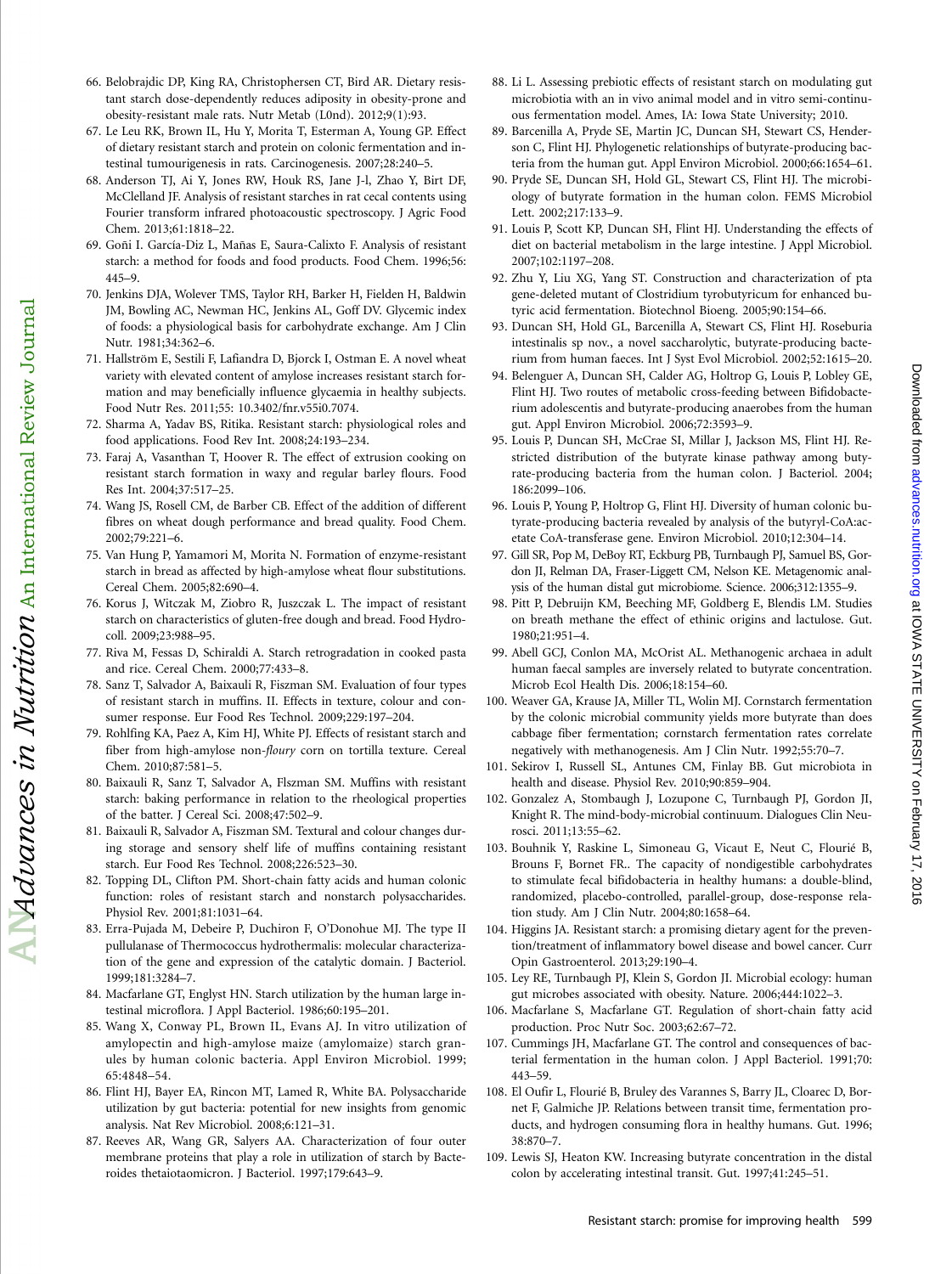66. Belobrajdic DP, King RA, Christophersen CT, Bird AR. Dietary resistant starch dose-dependently reduces adiposity in obesity-prone and obesity-resistant male rats. Nutr Metab (L0nd). 2012;9(1):93.
67. Le Leu RK, Brown IL, Hu Y, Morita T, Esterman A, Young GP. Effect of dietary resistant starch and protein on colonic fermentation and intestinal tumourigenesis in rats. Carcinogenesis. 2007;28:240–5.
68. Anderson TJ, Ai Y, Jones RW, Houk RS, Jane J-l, Zhao Y, Birt DF, McClelland JF. Analysis of resistant starches in rat cecal contents using Fourier transform infrared photoacoustic spectroscopy. J Agric Food Chem. 2013;61:1818–22.
69. Goñi I. García-Diz L, Mañas E, Saura-Calixto F. Analysis of resistant starch: a method for foods and food products. Food Chem. 1996;56: 445–9.
70. Jenkins DJA, Wolever TMS, Taylor RH, Barker H, Fielden H, Baldwin JM, Bowling AC, Newman HC, Jenkins AL, Goff DV. Glycemic index of foods: a physiological basis for carbohydrate exchange. Am J Clin Nutr. 1981;34:362–6.
71. Hallström E, Sestili F, Lafiandra D, Bjorck I, Ostman E. A novel wheat variety with elevated content of amylose increases resistant starch formation and may beneficially influence glycaemia in healthy subjects. Food Nutr Res. 2011;55: 10.3402/fnr.v55i0.7074.
72. Sharma A, Yadav BS, Ritika. Resistant starch: physiological roles and food applications. Food Rev Int. 2008;24:193–234.
73. Faraj A, Vasanthan T, Hoover R. The effect of extrusion cooking on resistant starch formation in waxy and regular barley flours. Food Res Int. 2004;37:517–25.
74. Wang JS, Rosell CM, de Barber CB. Effect of the addition of different fibres on wheat dough performance and bread quality. Food Chem. 2002;79:221–6.
75. Van Hung P, Yamamori M, Morita N. Formation of enzyme-resistant starch in bread as affected by high-amylose wheat flour substitutions. Cereal Chem. 2005;82:690–4.
76. Korus J, Witczak M, Ziobro R, Juszczak L. The impact of resistant starch on characteristics of gluten-free dough and bread. Food Hydrocoll. 2009;23:988–95.
77. Riva M, Fessas D, Schiraldi A. Starch retrogradation in cooked pasta and rice. Cereal Chem. 2000;77:433–8.
78. Sanz T, Salvador A, Baixauli R, Fiszman SM. Evaluation of four types of resistant starch in muffins. II. Effects in texture, colour and consumer response. Eur Food Res Technol. 2009;229:197–204.
79. Rohlfing KA, Paez A, Kim HJ, White PJ. Effects of resistant starch and fiber from high-amylose non-*floury* corn on tortilla texture. Cereal Chem. 2010;87:581–5.
80. Baixauli R, Sanz T, Salvador A, Flszman SM. Muffins with resistant starch: baking performance in relation to the rheological properties of the batter. J Cereal Sci. 2008;47:502–9.
81. Baixauli R, Salvador A, Fiszman SM. Textural and colour changes during storage and sensory shelf life of muffins containing resistant starch. Eur Food Res Technol. 2008;226:523–30.
82. Topping DL, Clifton PM. Short-chain fatty acids and human colonic function: roles of resistant starch and nonstarch polysaccharides. Physiol Rev. 2001;81:1031–64.
83. Erra-Pujada M, Debeire P, Duchiron F, O'Donohue MJ. The type II pullulanase of Thermococcus hydrothermalis: molecular characterization of the gene and expression of the catalytic domain. J Bacteriol. 1999;181:3284–7.
84. Macfarlane GT, Englyst HN. Starch utilization by the human large intestinal microflora. J Appl Bacteriol. 1986;60:195–201.
85. Wang X, Conway PL, Brown IL, Evans AJ. In vitro utilization of amylopectin and high-amylose maize (amylomaize) starch granules by human colonic bacteria. Appl Environ Microbiol. 1999; 65:4848–54.
86. Flint HJ, Bayer EA, Rincon MT, Lamed R, White BA. Polysaccharide utilization by gut bacteria: potential for new insights from genomic analysis. Nat Rev Microbiol. 2008;6:121–31.
87. Reeves AR, Wang GR, Salyers AA. Characterization of four outer membrane proteins that play a role in utilization of starch by Bacteroides thetaiotaomicron. J Bacteriol. 1997;179:643–9.
88. Li L. Assessing prebiotic effects of resistant starch on modulating gut microbiota with an in vivo animal model and in vitro semi-continuous fermentation model. Ames, IA: Iowa State University; 2010.
89. Barcenilla A, Pryde SE, Martin JC, Duncan SH, Stewart CS, Henderson C, Flint HJ. Phylogenetic relationships of butyrate-producing bacteria from the human gut. Appl Environ Microbiol. 2000;66:1654–61.
90. Pryde SE, Duncan SH, Hold GL, Stewart CS, Flint HJ. The microbiology of butyrate formation in the human colon. FEMS Microbiol Lett. 2002;217:133–9.
91. Louis P, Scott KP, Duncan SH, Flint HJ. Understanding the effects of diet on bacterial metabolism in the large intestine. J Appl Microbiol. 2007;102:1197–208.
92. Zhu Y, Liu XG, Yang ST. Construction and characterization of pta gene-deleted mutant of Clostridium tyrobutyricum for enhanced butyric acid fermentation. Biotechnol Bioeng. 2005;90:154–66.
93. Duncan SH, Hold GL, Barcenilla A, Stewart CS, Flint HJ. Roseburia intestinalis sp nov., a novel saccharolytic, butyrate-producing bacterium from human faeces. Int J Syst Evol Microbiol. 2002;52:1615–20.
94. Belenguer A, Duncan SH, Calder AG, Holtrop G, Louis P, Lobley GE, Flint HJ. Two routes of metabolic cross-feeding between Bifidobacterium adolescentis and butyrate-producing anaerobes from the human gut. Appl Environ Microbiol. 2006;72:3593–9.
95. Louis P, Duncan SH, McCrae SI, Millar J, Jackson MS, Flint HJ. Restricted distribution of the butyrate kinase pathway among butyrate-producing bacteria from the human colon. J Bacteriol. 2004; 186:2099–106.
96. Louis P, Young P, Holtrop G, Flint HJ. Diversity of human colonic butyrate-producing bacteria revealed by analysis of the butyryl-CoA:acetate CoA-transferase gene. Environ Microbiol. 2010;12:304–14.
97. Gill SR, Pop M, DeBoy RT, Eckburg PB, Turnbaugh PJ, Samuel BS, Gordon JI, Relman DA, Fraser-Liggett CM, Nelson KE. Metagenomic analysis of the human distal gut microbiome. Science. 2006;312:1355–9.
98. Pitt P, Debruijn KM, Beeching MF, Goldberg E, Blendis LM. Studies on breath methane the effect of ethnic origins and lactulose. Gut. 1980;21:951–4.
99. Abell GCJ, Conlon MA, McOrist AL. Methanogenic archaea in adult human faecal samples are inversely related to butyrate concentration. Microb Ecol Health Dis. 2006;18:154–60.
100. Weaver GA, Krause JA, Miller TL, Wolin MJ. Cornstarch fermentation by the colonic microbial community yields more butyrate than does cabbage fiber fermentation; cornstarch fermentation rates correlate negatively with methanogenesis. Am J Clin Nutr. 1992;55:70–7.
101. Sekirov I, Russell SL, Antunes CM, Finlay BB. Gut microbiota in health and disease. Physiol Rev. 2010;90:859–904.
102. Gonzalez A, Stombaugh J, Lozupone C, Turnbaugh PJ, Gordon JI, Knight R. The mind-body-microbial continuum. Dialogues Clin Neurosci. 2011;13:55–62.
103. Bouhnik Y, Raskine L, Simoneau G, Vicaut E, Neut C, Flourié B, Brouns F, Bornet FR.. The capacity of nondigestible carbohydrates to stimulate fecal bifidobacteria in healthy humans: a double-blind, randomized, placebo-controlled, parallel-group, dose-response relation study. Am J Clin Nutr. 2004;80:1658–64.
104. Higgins JA. Resistant starch: a promising dietary agent for the prevention/treatment of inflammatory bowel disease and bowel cancer. Curr Opin Gastroenterol. 2013;29:190–4.
105. Ley RE, Turnbaugh PJ, Klein S, Gordon JI. Microbial ecology: human gut microbes associated with obesity. Nature. 2006;444:1022–3.
106. Macfarlane S, Macfarlane GT. Regulation of short-chain fatty acid production. Proc Nutr Soc. 2003;62:67–72.
107. Cummings JH, Macfarlane GT. The control and consequences of bacterial fermentation in the human colon. J Appl Bacteriol. 1991;70: 443–59.
108. El Oufir L, Flourié B, Bruley des Varannes S, Barry JL, Cloarec D, Bornet F, Galmiche JP. Relations between transit time, fermentation products, and hydrogen consuming flora in healthy humans. Gut. 1996; 38:870–7.
109. Lewis SJ, Heaton KW. Increasing butyrate concentration in the distal colon by accelerating intestinal transit. Gut. 1997;41:245–51.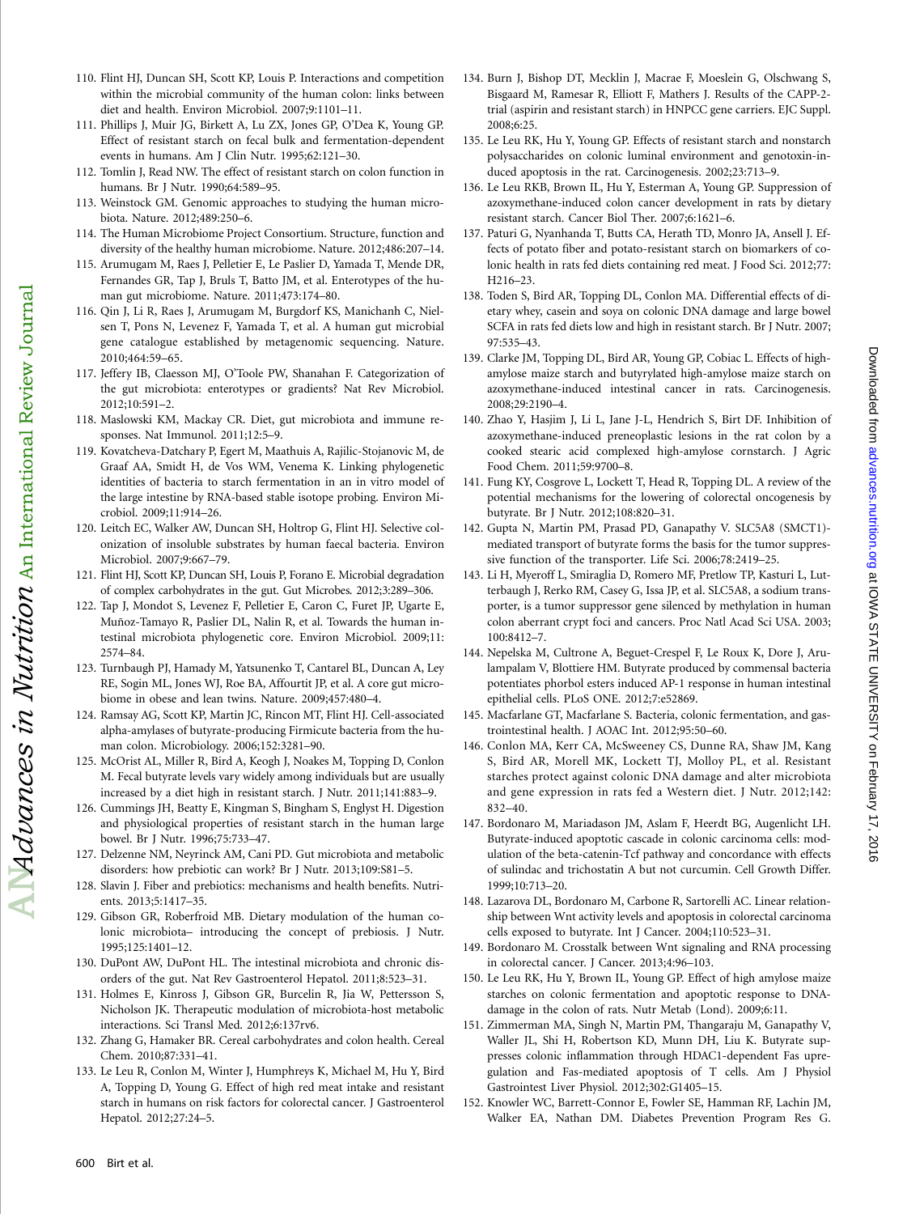110. Flint HJ, Duncan SH, Scott KP, Louis P. Interactions and competition within the microbial community of the human colon: links between diet and health. Environ Microbiol. 2007;9:1101–11.
111. Phillips J, Muir JG, Birkett A, Lu ZX, Jones GP, O'Dea K, Young GP. Effect of resistant starch on fecal bulk and fermentation-dependent events in humans. Am J Clin Nutr. 1995;62:121–30.
112. Tomlin J, Read NW. The effect of resistant starch on colon function in humans. Br J Nutr. 1990;64:589–95.
113. Weinstock GM. Genomic approaches to studying the human microbiota. Nature. 2012;489:250–6.
114. The Human Microbiome Project Consortium. Structure, function and diversity of the healthy human microbiome. Nature. 2012;486:207–14.
115. Arumugam M, Raes J, Pelletier E, Le Paslier D, Yamada T, Mende DR, Fernandes GR, Tap J, Bruls T, Batto JM, et al. Enterotypes of the human gut microbiome. Nature. 2011;473:174–80.
116. Qin J, Li R, Raes J, Arumugam M, Burgdorf KS, Manichanh C, Nielsen T, Pons N, Levenez F, Yamada T, et al. A human gut microbial gene catalogue established by metagenomic sequencing. Nature. 2010;464:59–65.
117. Jeffery IB, Claesson MJ, O'Toole PW, Shanahan F. Categorization of the gut microbiota: enterotypes or gradients? Nat Rev Microbiol. 2012;10:591–2.
118. Maslowski KM, Mackay CR. Diet, gut microbiota and immune responses. Nat Immunol. 2011;12:5–9.
119. Kovatcheva-Datchary P, Egert M, Maathuis A, Rajilic-Stojanovic M, de Graaf AA, Smidt H, de Vos WM, Venema K. Linking phylogenetic identities of bacteria to starch fermentation in an in vitro model of the large intestine by RNA-based stable isotope probing. Environ Microbiol. 2009;11:914–26.
120. Leitch EC, Walker AW, Duncan SH, Holtrop G, Flint HJ. Selective colonization of insoluble substrates by human faecal bacteria. Environ Microbiol. 2007;9:667–79.
121. Flint HJ, Scott KP, Duncan SH, Louis P, Forano E. Microbial degradation of complex carbohydrates in the gut. Gut Microbes. 2012;3:289–306.
122. Tap J, Mondot S, Levenez F, Pelletier E, Caron C, Furet JP, Ugarte E, Muñoz-Tamayo R, Paslier DL, Nalin R, et al. Towards the human intestinal microbiota phylogenetic core. Environ Microbiol. 2009;11:2574–84.
123. Turnbaugh PJ, Hamady M, Yatsunenko T, Cantarel BL, Duncan A, Ley RE, Sogin ML, Jones WJ, Roe BA, Affourtit JP, et al. A core gut microbiome in obese and lean twins. Nature. 2009;457:480–4.
124. Ramsay AG, Scott KP, Martin JC, Rincon MT, Flint HJ. Cell-associated alpha-amylases of butyrate-producing Firmicute bacteria from the human colon. Microbiology. 2006;152:3281–90.
125. McOrist AL, Miller R, Bird A, Keogh J, Noakes M, Topping D, Conlon M. Fecal butyrate levels vary widely among individuals but are usually increased by a diet high in resistant starch. J Nutr. 2011;141:883–9.
126. Cummings JH, Beatty E, Kingman S, Bingham S, Englyst H. Digestion and physiological properties of resistant starch in the human large bowel. Br J Nutr. 1996;75:733–47.
127. Delzenne NM, Neyrinck AM, Cani PD. Gut microbiota and metabolic disorders: how prebiotic can work? Br J Nutr. 2013;109:S81–5.
128. Slavin J. Fiber and prebiotics: mechanisms and health benefits. Nutrients. 2013;5:1417–35.
129. Gibson GR, Roberfroid MB. Dietary modulation of the human colonic microbiota– introducing the concept of prebiosis. J Nutr. 1995;125:1401–12.
130. DuPont AW, DuPont HL. The intestinal microbiota and chronic disorders of the gut. Nat Rev Gastroenterol Hepatol. 2011;8:523–31.
131. Holmes E, Kinross J, Gibson GR, Burcelin R, Jia W, Pettersson S, Nicholson JK. Therapeutic modulation of microbiota-host metabolic interactions. Sci Transl Med. 2012;6:137rv6.
132. Zhang G, Hamaker BR. Cereal carbohydrates and colon health. Cereal Chem. 2010;87:331–41.
133. Le Leu R, Conlon M, Winter J, Humphreys K, Michael M, Hu Y, Bird A, Topping D, Young G. Effect of high red meat intake and resistant starch in humans on risk factors for colorectal cancer. J Gastroenterol Hepatol. 2012;27:24–5.
134. Burn J, Bishop DT, Mecklin J, Macrae F, Moeslein G, Olschwang S, Bisgaard M, Ramesar R, Elliott F, Mathers J. Results of the CAPP-2-trial (aspirin and resistant starch) in HNPCC gene carriers. EJC Suppl. 2008;6:25.
135. Le Leu RK, Hu Y, Young GP. Effects of resistant starch and nonstarch polysaccharides on colonic luminal environment and genotoxin-induced apoptosis in the rat. Carcinogenesis. 2002;23:713–9.
136. Le Leu RKB, Brown IL, Hu Y, Esterman A, Young GP. Suppression of azoxymethane-induced colon cancer development in rats by dietary resistant starch. Cancer Biol Ther. 2007;6:1621–6.
137. Paturi G, Nyanhanda T, Butts CA, Herath TD, Monro JA, Ansell J. Effects of potato fiber and potato-resistant starch on biomarkers of colonic health in rats fed diets containing red meat. J Food Sci. 2012;77:H216–23.
138. Toden S, Bird AR, Topping DL, Conlon MA. Differential effects of dietary whey, casein and soya on colonic DNA damage and large bowel SCFA in rats fed diets low and high in resistant starch. Br J Nutr. 2007;97:535–43.
139. Clarke JM, Topping DL, Bird AR, Young GP, Cobiac L. Effects of high-amylose maize starch and butyrylated high-amylose maize starch on azoxymethane-induced intestinal cancer in rats. Carcinogenesis. 2008;29:2190–4.
140. Zhao Y, Hasjim J, Li L, Jane J-L, Hendrich S, Birt DF. Inhibition of azoxymethane-induced preneoplastic lesions in the rat colon by a cooked stearic acid complexed high-amylose cornstarch. J Agric Food Chem. 2011;59:9700–8.
141. Fung KY, Cosgrove L, Lockett T, Head R, Topping DL. A review of the potential mechanisms for the lowering of colorectal oncogenesis by butyrate. Br J Nutr. 2012;108:820–31.
142. Gupta N, Martin PM, Prasad PD, Ganapathy V. SLC5A8 (SMCT1)-mediated transport of butyrate forms the basis for the tumor suppressive function of the transporter. Life Sci. 2006;78:2419–25.
143. Li H, Myeroff L, Smiraglia D, Romero MF, Pretlow TP, Kasturi L, Lutterbaugh J, Rerko RM, Casey G, Issa JP, et al. SLC5A8, a sodium transporter, is a tumor suppressor gene silenced by methylation in human colon aberrant crypt foci and cancers. Proc Natl Acad Sci USA. 2003;100:8412–7.
144. Nepelska M, Cultrone A, Beguet-Crespel F, Le Roux K, Dore J, Arulampalam V, Blottiere HM. Butyrate produced by commensal bacteria potentiates phorbol esters induced AP-1 response in human intestinal epithelial cells. PLoS ONE. 2012;7:e52869.
145. Macfarlane GT, Macfarlane S. Bacteria, colonic fermentation, and gastrointestinal health. J AOAC Int. 2012;95:50–60.
146. Conlon MA, Kerr CA, McSweeney CS, Dunne RA, Shaw JM, Kang S, Bird AR, Morell MK, Lockett TJ, Molloy PL, et al. Resistant starches protect against colonic DNA damage and alter microbiota and gene expression in rats fed a Western diet. J Nutr. 2012;142:832–40.
147. Bordonaro M, Mariadason JM, Aslam F, Heerdt BG, Augenlicht LH. Butyrate-induced apoptotic cascade in colonic carcinoma cells: modulation of the beta-catenin-Tcf pathway and concordance with effects of sulindac and trichostatin A but not curcumin. Cell Growth Differ. 1999;10:713–20.
148. Lazarova DL, Bordonaro M, Carbone R, Sartorelli AC. Linear relationship between Wnt activity levels and apoptosis in colorectal carcinoma cells exposed to butyrate. Int J Cancer. 2004;110:523–31.
149. Bordonaro M. Crosstalk between Wnt signaling and RNA processing in colorectal cancer. J Cancer. 2013;4:96–103.
150. Le Leu RK, Hu Y, Brown IL, Young GP. Effect of high amylose maize starches on colonic fermentation and apoptotic response to DNA-damage in the colon of rats. Nutr Metab (Lond). 2009;6:11.
151. Zimmerman MA, Singh N, Martin PM, Thangaraju M, Ganapathy V, Waller JL, Shi H, Robertson KD, Munn DH, Liu K. Butyrate suppresses colonic inflammation through HDAC1-dependent Fas upregulation and Fas-mediated apoptosis of T cells. Am J Physiol Gastrointest Liver Physiol. 2012;302:G1405–15.
152. Knowler WC, Barrett-Connor E, Fowler SE, Hamman RF, Lachin JM, Walker EA, Nathan DM. Diabetes Prevention Program Res G.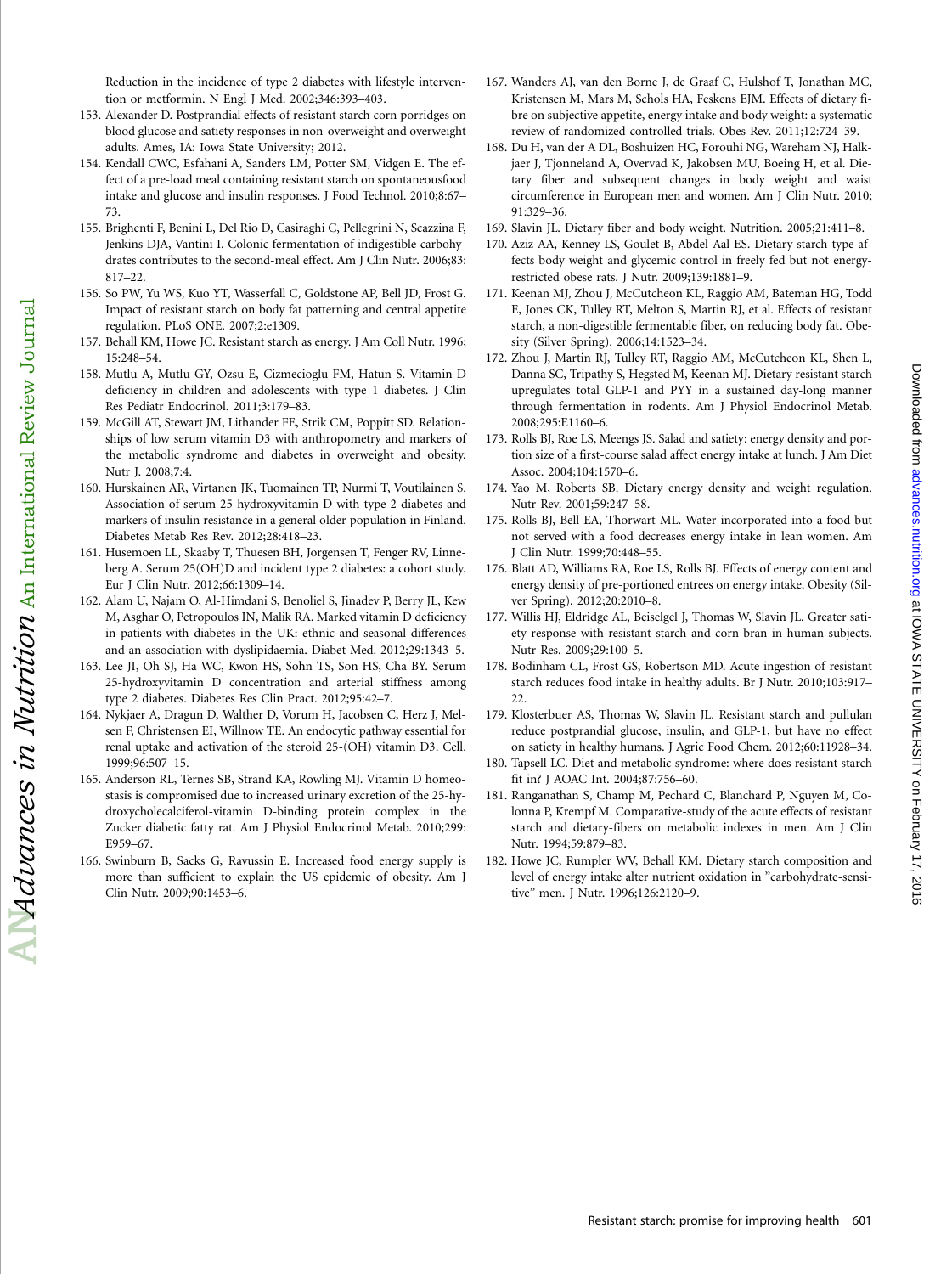Reduction in the incidence of type 2 diabetes with lifestyle intervention or metformin. N Engl J Med. 2002;346:393–403.

153. Alexander D. Postprandial effects of resistant starch corn porridges on blood glucose and satiety responses in non-overweight and overweight adults. Ames, IA: Iowa State University; 2012.
154. Kendall CWC, Esfahani A, Sanders LM, Potter SM, Vidgen E. The effect of a pre-load meal containing resistant starch on spontaneousfood intake and glucose and insulin responses. J Food Technol. 2010;8:67–73.
155. Brighenti F, Benini L, Del Rio D, Casiraghi C, Pellegrini N, Scazzina F, Jenkins DJA, Vantini I. Colonic fermentation of indigestible carbohydrates contributes to the second-meal effect. Am J Clin Nutr. 2006;83:817–22.
156. So PW, Yu WS, Kuo YT, Wasserfall C, Goldstone AP, Bell JD, Frost G. Impact of resistant starch on body fat patterning and central appetite regulation. PLoS ONE. 2007;2:e1309.
157. Behall KM, Howe JC. Resistant starch as energy. J Am Coll Nutr. 1996;15:248–54.
158. Mutlu A, Mutlu GY, Ozsu E, Cizmecioglu FM, Hatun S. Vitamin D deficiency in children and adolescents with type 1 diabetes. J Clin Res Pediatr Endocrinol. 2011;3:179–83.
159. McGill AT, Stewart JM, Lithander FE, Strik CM, Poppitt SD. Relationships of low serum vitamin D3 with anthropometry and markers of the metabolic syndrome and diabetes in overweight and obesity. Nutr J. 2008;7:4.
160. Hurskainen AR, Virtanen JK, Tuomainen TP, Nurmi T, Voutilainen S. Association of serum 25-hydroxyvitamin D with type 2 diabetes and markers of insulin resistance in a general older population in Finland. Diabetes Metab Res Rev. 2012;28:418–23.
161. Husemoen LL, Skaaby T, Thuesen BH, Jorgensen T, Fenger RV, Linneberg A. Serum 25(OH)D and incident type 2 diabetes: a cohort study. Eur J Clin Nutr. 2012;66:1309–14.
162. Alam U, Najam O, Al-Himdani S, Benoliel S, Jinadev P, Berry JL, Kew M, Asghar O, Petropoulos IN, Malik RA. Marked vitamin D deficiency in patients with diabetes in the UK: ethnic and seasonal differences and an association with dyslipidaemia. Diabet Med. 2012;29:1343–5.
163. Lee JI, Oh SJ, Ha WC, Kwon HS, Sohn TS, Son HS, Cha BY. Serum 25-hydroxyvitamin D concentration and arterial stiffness among type 2 diabetes. Diabetes Res Clin Pract. 2012;95:42–7.
164. Nykjaer A, Dragun D, Walther D, Vorum H, Jacobsen C, Herz J, Melsen F, Christensen EI, Willnow TE. An endocytic pathway essential for renal uptake and activation of the steroid 25-(OH) vitamin D3. Cell. 1999;96:507–15.
165. Anderson RL, Ternes SB, Strand KA, Rowling MJ. Vitamin D homeostasis is compromised due to increased urinary excretion of the 25-hydroxycholecalciferol-vitamin D-binding protein complex in the Zucker diabetic fatty rat. Am J Physiol Endocrinol Metab. 2010;299:E959–67.
166. Swinburn B, Sacks G, Ravussin E. Increased food energy supply is more than sufficient to explain the US epidemic of obesity. Am J Clin Nutr. 2009;90:1453–6.
167. Wanders AJ, van den Borne J, de Graaf C, Hulshof T, Jonathan MC, Kristensen M, Mars M, Schols HA, Feskens EJM. Effects of dietary fibre on subjective appetite, energy intake and body weight: a systematic review of randomized controlled trials. Obes Rev. 2011;12:724–39.
168. Du H, van der A DL, Boshuizen HC, Forouhi NG, Wareham NJ, Halkjaer J, Tjonneland A, Overvad K, Jakobsen MU, Boeing H, et al. Dietary fiber and subsequent changes in body weight and waist circumference in European men and women. Am J Clin Nutr. 2010;91:329–36.
169. Slavin JL. Dietary fiber and body weight. Nutrition. 2005;21:411–8.
170. Aziz AA, Kenney LS, Goulet B, Abdel-Aal ES. Dietary starch type affects body weight and glycemic control in freely fed but not energy-restricted obese rats. J Nutr. 2009;139:1881–9.
171. Keenan MJ, Zhou J, McCutcheon KL, Raggio AM, Bateman HG, Todd E, Jones CK, Tulley RT, Melton S, Martin RJ, et al. Effects of resistant starch, a non-digestible fermentable fiber, on reducing body fat. Obesity (Silver Spring). 2006;14:1523–34.
172. Zhou J, Martin RJ, Tulley RT, Raggio AM, McCutcheon KL, Shen L, Danna SC, Tripathy S, Hegsted M, Keenan MJ. Dietary resistant starch upregulates total GLP-1 and PYY in a sustained day-long manner through fermentation in rodents. Am J Physiol Endocrinol Metab. 2008;295:E1160–6.
173. Rolls BJ, Roe LS, Meengs JS. Salad and satiety: energy density and portion size of a first-course salad affect energy intake at lunch. J Am Diet Assoc. 2004;104:1570–6.
174. Yao M, Roberts SB. Dietary energy density and weight regulation. Nutr Rev. 2001;59:247–58.
175. Rolls BJ, Bell EA, Thorwart ML. Water incorporated into a food but not served with a food decreases energy intake in lean women. Am J Clin Nutr. 1999;70:448–55.
176. Blatt AD, Williams RA, Roe LS, Rolls BJ. Effects of energy content and energy density of pre-portioned entrees on energy intake. Obesity (Silver Spring). 2012;20:2010–8.
177. Willis HJ, Eldridge AL, Beiselgel J, Thomas W, Slavin JL. Greater satiety response with resistant starch and corn bran in human subjects. Nutr Res. 2009;29:100–5.
178. Bodinham CL, Frost GS, Robertson MD. Acute ingestion of resistant starch reduces food intake in healthy adults. Br J Nutr. 2010;103:917–22.
179. Klosterbuer AS, Thomas W, Slavin JL. Resistant starch and pullulan reduce postprandial glucose, insulin, and GLP-1, but have no effect on satiety in healthy humans. J Agric Food Chem. 2012;60:11928–34.
180. Tapsell LC. Diet and metabolic syndrome: where does resistant starch fit in? J AOAC Int. 2004;87:756–60.
181. Ranganathan S, Champ M, Pechard C, Blanchard P, Nguyen M, Colonna P, Krempf M. Comparative-study of the acute effects of resistant starch and dietary-fibers on metabolic indexes in men. Am J Clin Nutr. 1994;59:879–83.
182. Howe JC, Rumpler WV, Behall KM. Dietary starch composition and level of energy intake alter nutrient oxidation in "carbohydrate-sensitive" men. J Nutr. 1996;126:2120–9.